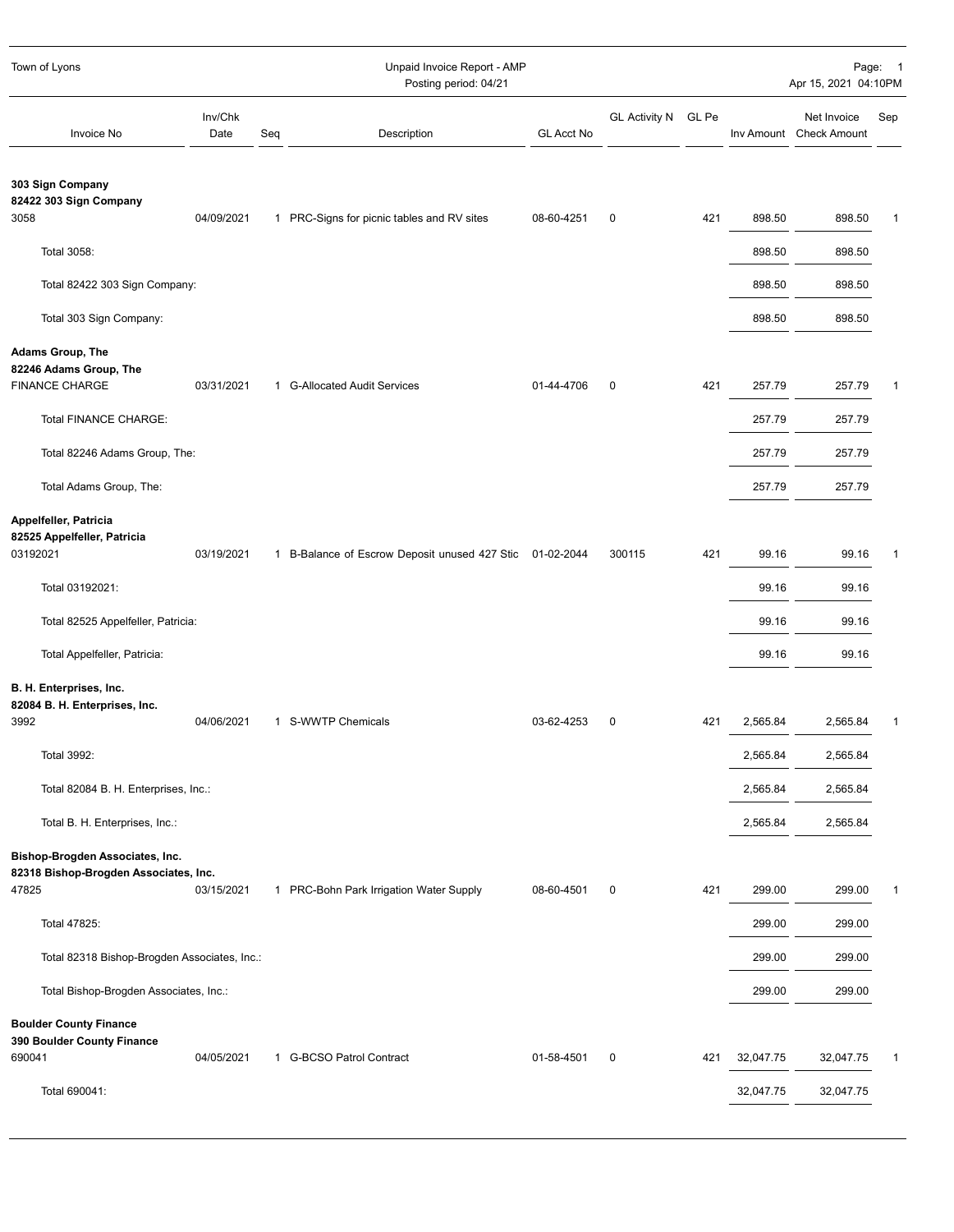Town of Lyons

Unpaid Invoice Report - AMP
Posting period: 04/21

Apr 15, 2021 04:10PM

| Invoice No | Inv/Chk Date | Seq | Description | GL Acct No | GL Activity N | GL Pe | Inv Amount | Net Invoice Check Amount | Sep |
|---|---|---|---|---|---|---|---|---|---|
| **303 Sign Company** | | | | | | | | | |
| **82422 303 Sign Company** | | | | | | | | | |
| 3058 | 04/09/2021 | 1 | PRC-Signs for picnic tables and RV sites | 08-60-4251 | 0 | 421 | 898.50 | 898.50 | 1 |
| Total 3058: | | | | | | | 898.50 | 898.50 | |
| Total 82422 303 Sign Company: | | | | | | | 898.50 | 898.50 | |
| Total 303 Sign Company: | | | | | | | 898.50 | 898.50 | |
| **Adams Group, The** | | | | | | | | | |
| **82246 Adams Group, The** | | | | | | | | | |
| FINANCE CHARGE | 03/31/2021 | 1 | G-Allocated Audit Services | 01-44-4706 | 0 | 421 | 257.79 | 257.79 | 1 |
| Total FINANCE CHARGE: | | | | | | | 257.79 | 257.79 | |
| Total 82246 Adams Group, The: | | | | | | | 257.79 | 257.79 | |
| Total Adams Group, The: | | | | | | | 257.79 | 257.79 | |
| **Appelfeller, Patricia** | | | | | | | | | |
| **82525 Appelfeller, Patricia** | | | | | | | | | |
| 03192021 | 03/19/2021 | 1 | B-Balance of Escrow Deposit unused 427 Stic | 01-02-2044 | 300115 | 421 | 99.16 | 99.16 | 1 |
| Total 03192021: | | | | | | | 99.16 | 99.16 | |
| Total 82525 Appelfeller, Patricia: | | | | | | | 99.16 | 99.16 | |
| Total Appelfeller, Patricia: | | | | | | | 99.16 | 99.16 | |
| **B. H. Enterprises, Inc.** | | | | | | | | | |
| **82084 B. H. Enterprises, Inc.** | | | | | | | | | |
| 3992 | 04/06/2021 | 1 | S-WWTP Chemicals | 03-62-4253 | 0 | 421 | 2,565.84 | 2,565.84 | 1 |
| Total 3992: | | | | | | | 2,565.84 | 2,565.84 | |
| Total 82084 B. H. Enterprises, Inc.: | | | | | | | 2,565.84 | 2,565.84 | |
| Total B. H. Enterprises, Inc.: | | | | | | | 2,565.84 | 2,565.84 | |
| **Bishop-Brogden Associates, Inc.** | | | | | | | | | |
| **82318 Bishop-Brogden Associates, Inc.** | | | | | | | | | |
| 47825 | 03/15/2021 | 1 | PRC-Bohn Park Irrigation Water Supply | 08-60-4501 | 0 | 421 | 299.00 | 299.00 | 1 |
| Total 47825: | | | | | | | 299.00 | 299.00 | |
| Total 82318 Bishop-Brogden Associates, Inc.: | | | | | | | 299.00 | 299.00 | |
| Total Bishop-Brogden Associates, Inc.: | | | | | | | 299.00 | 299.00 | |
| **Boulder County Finance** | | | | | | | | | |
| **390 Boulder County Finance** | | | | | | | | | |
| 690041 | 04/05/2021 | 1 | G-BCSO Patrol Contract | 01-58-4501 | 0 | 421 | 32,047.75 | 32,047.75 | 1 |
| Total 690041: | | | | | | | 32,047.75 | 32,047.75 | |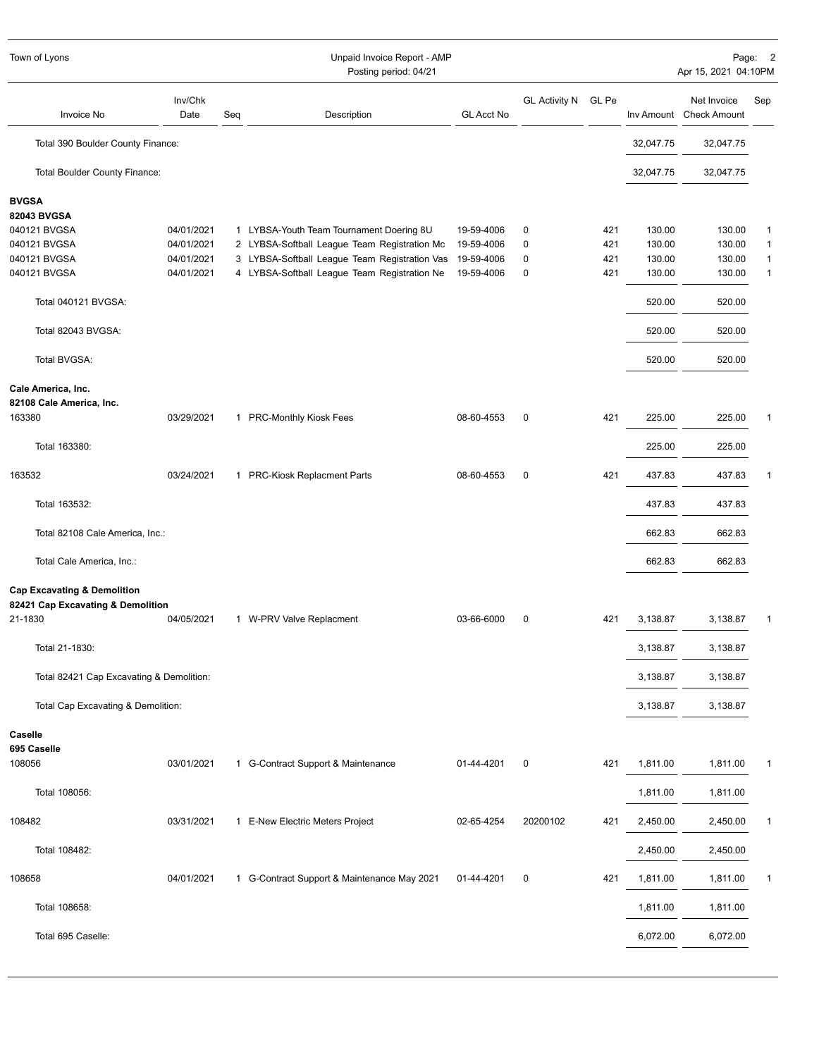| Invoice No | Inv/Chk Date | Seq | Description | GL Acct No | GL Activity N | GL Pe | Inv Amount | Net Invoice Check Amount | Sep |
|---|---|---|---|---|---|---|---|---|---|
| Total 390 Boulder County Finance: | | | | | | | 32,047.75 | 32,047.75 | |
| Total Boulder County Finance: | | | | | | | 32,047.75 | 32,047.75 | |
| **BVGSA** | | | | | | | | | |
| **82043 BVGSA** | | | | | | | | | |
| 040121 BVGSA | 04/01/2021 | 1 | LYBSA-Youth Team Tournament Doering 8U | 19-59-4006 | 0 | 421 | 130.00 | 130.00 | 1 |
| 040121 BVGSA | 04/01/2021 | 2 | LYBSA-Softball League Team Registration Mc | 19-59-4006 | 0 | 421 | 130.00 | 130.00 | 1 |
| 040121 BVGSA | 04/01/2021 | 3 | LYBSA-Softball League Team Registration Vas | 19-59-4006 | 0 | 421 | 130.00 | 130.00 | 1 |
| 040121 BVGSA | 04/01/2021 | 4 | LYBSA-Softball League Team Registration Ne | 19-59-4006 | 0 | 421 | 130.00 | 130.00 | 1 |
| Total 040121 BVGSA: | | | | | | | 520.00 | 520.00 | |
| Total 82043 BVGSA: | | | | | | | 520.00 | 520.00 | |
| Total BVGSA: | | | | | | | 520.00 | 520.00 | |
| **Cale America, Inc.** | | | | | | | | | |
| **82108 Cale America, Inc.** | | | | | | | | | |
| 163380 | 03/29/2021 | 1 | PRC-Monthly Kiosk Fees | 08-60-4553 | 0 | 421 | 225.00 | 225.00 | 1 |
| Total 163380: | | | | | | | 225.00 | 225.00 | |
| 163532 | 03/24/2021 | 1 | PRC-Kiosk Replacment Parts | 08-60-4553 | 0 | 421 | 437.83 | 437.83 | 1 |
| Total 163532: | | | | | | | 437.83 | 437.83 | |
| Total 82108 Cale America, Inc.: | | | | | | | 662.83 | 662.83 | |
| Total Cale America, Inc.: | | | | | | | 662.83 | 662.83 | |
| **Cap Excavating & Demolition** | | | | | | | | | |
| **82421 Cap Excavating & Demolition** | | | | | | | | | |
| 21-1830 | 04/05/2021 | 1 | W-PRV Valve Replacment | 03-66-6000 | 0 | 421 | 3,138.87 | 3,138.87 | 1 |
| Total 21-1830: | | | | | | | 3,138.87 | 3,138.87 | |
| Total 82421 Cap Excavating & Demolition: | | | | | | | 3,138.87 | 3,138.87 | |
| Total Cap Excavating & Demolition: | | | | | | | 3,138.87 | 3,138.87 | |
| **Caselle** | | | | | | | | | |
| **695 Caselle** | | | | | | | | | |
| 108056 | 03/01/2021 | 1 | G-Contract Support & Maintenance | 01-44-4201 | 0 | 421 | 1,811.00 | 1,811.00 | 1 |
| Total 108056: | | | | | | | 1,811.00 | 1,811.00 | |
| 108482 | 03/31/2021 | 1 | E-New Electric Meters Project | 02-65-4254 | 20200102 | 421 | 2,450.00 | 2,450.00 | 1 |
| Total 108482: | | | | | | | 2,450.00 | 2,450.00 | |
| 108658 | 04/01/2021 | 1 | G-Contract Support & Maintenance May 2021 | 01-44-4201 | 0 | 421 | 1,811.00 | 1,811.00 | 1 |
| Total 108658: | | | | | | | 1,811.00 | 1,811.00 | |
| Total 695 Caselle: | | | | | | | 6,072.00 | 6,072.00 | |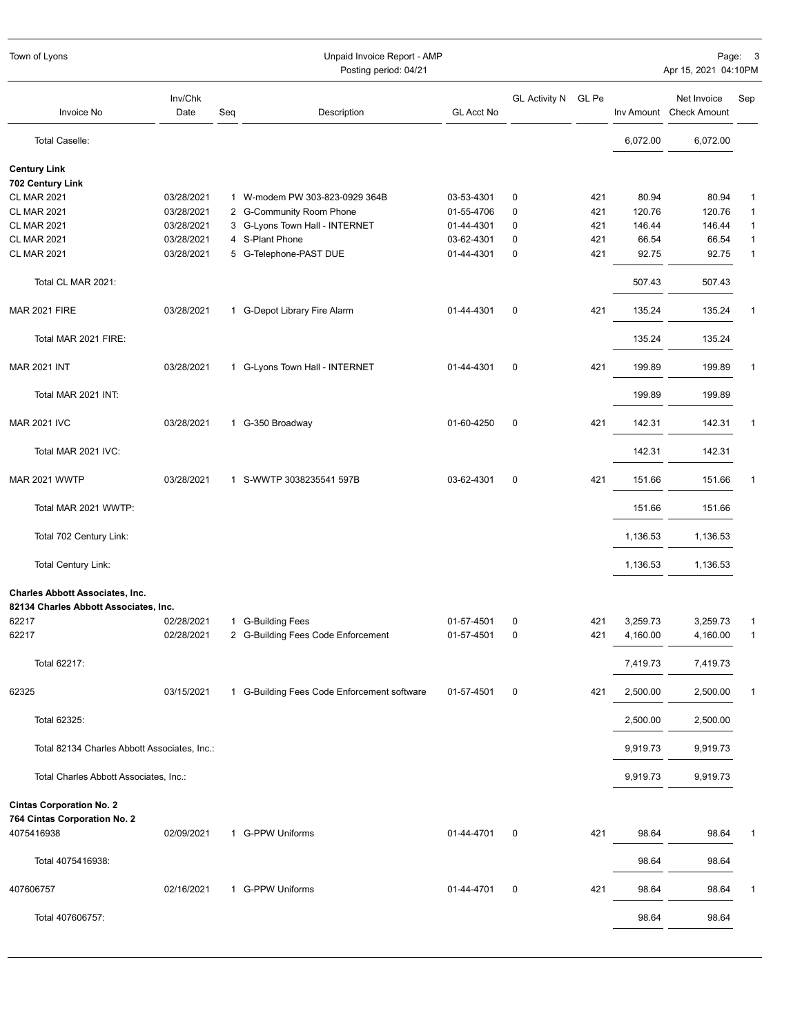| Invoice No | Inv/Chk Date | Seq | Description | GL Acct No | GL Activity N | GL Pe | Inv Amount | Net Invoice Check Amount | Sep |
|---|---|---|---|---|---|---|---|---|---|
| Total Caselle: | | | | | | | 6,072.00 | 6,072.00 | |
| **Century Link** | | | | | | | | | |
| **702 Century Link** | | | | | | | | | |
| CL MAR 2021 | 03/28/2021 | 1 | W-modem PW 303-823-0929 364B | 03-53-4301 | 0 | 421 | 80.94 | 80.94 | 1 |
| CL MAR 2021 | 03/28/2021 | 2 | G-Community Room Phone | 01-55-4706 | 0 | 421 | 120.76 | 120.76 | 1 |
| CL MAR 2021 | 03/28/2021 | 3 | G-Lyons Town Hall - INTERNET | 01-44-4301 | 0 | 421 | 146.44 | 146.44 | 1 |
| CL MAR 2021 | 03/28/2021 | 4 | S-Plant Phone | 03-62-4301 | 0 | 421 | 66.54 | 66.54 | 1 |
| CL MAR 2021 | 03/28/2021 | 5 | G-Telephone-PAST DUE | 01-44-4301 | 0 | 421 | 92.75 | 92.75 | 1 |
| Total CL MAR 2021: | | | | | | | 507.43 | 507.43 | |
| MAR 2021 FIRE | 03/28/2021 | 1 | G-Depot Library Fire Alarm | 01-44-4301 | 0 | 421 | 135.24 | 135.24 | 1 |
| Total MAR 2021 FIRE: | | | | | | | 135.24 | 135.24 | |
| MAR 2021 INT | 03/28/2021 | 1 | G-Lyons Town Hall - INTERNET | 01-44-4301 | 0 | 421 | 199.89 | 199.89 | 1 |
| Total MAR 2021 INT: | | | | | | | 199.89 | 199.89 | |
| MAR 2021 IVC | 03/28/2021 | 1 | G-350 Broadway | 01-60-4250 | 0 | 421 | 142.31 | 142.31 | 1 |
| Total MAR 2021 IVC: | | | | | | | 142.31 | 142.31 | |
| MAR 2021 WWTP | 03/28/2021 | 1 | S-WWTP 3038235541 597B | 03-62-4301 | 0 | 421 | 151.66 | 151.66 | 1 |
| Total MAR 2021 WWTP: | | | | | | | 151.66 | 151.66 | |
| Total 702 Century Link: | | | | | | | 1,136.53 | 1,136.53 | |
| Total Century Link: | | | | | | | 1,136.53 | 1,136.53 | |
| **Charles Abbott Associates, Inc.** | | | | | | | | | |
| **82134 Charles Abbott Associates, Inc.** | | | | | | | | | |
| 62217 | 02/28/2021 | 1 | G-Building Fees | 01-57-4501 | 0 | 421 | 3,259.73 | 3,259.73 | 1 |
| 62217 | 02/28/2021 | 2 | G-Building Fees Code Enforcement | 01-57-4501 | 0 | 421 | 4,160.00 | 4,160.00 | 1 |
| Total 62217: | | | | | | | 7,419.73 | 7,419.73 | |
| 62325 | 03/15/2021 | 1 | G-Building Fees Code Enforcement software | 01-57-4501 | 0 | 421 | 2,500.00 | 2,500.00 | 1 |
| Total 62325: | | | | | | | 2,500.00 | 2,500.00 | |
| Total 82134 Charles Abbott Associates, Inc.: | | | | | | | 9,919.73 | 9,919.73 | |
| Total Charles Abbott Associates, Inc.: | | | | | | | 9,919.73 | 9,919.73 | |
| **Cintas Corporation No. 2** | | | | | | | | | |
| **764 Cintas Corporation No. 2** | | | | | | | | | |
| 4075416938 | 02/09/2021 | 1 | G-PPW Uniforms | 01-44-4701 | 0 | 421 | 98.64 | 98.64 | 1 |
| Total 4075416938: | | | | | | | 98.64 | 98.64 | |
| 407606757 | 02/16/2021 | 1 | G-PPW Uniforms | 01-44-4701 | 0 | 421 | 98.64 | 98.64 | 1 |
| Total 407606757: | | | | | | | 98.64 | 98.64 | |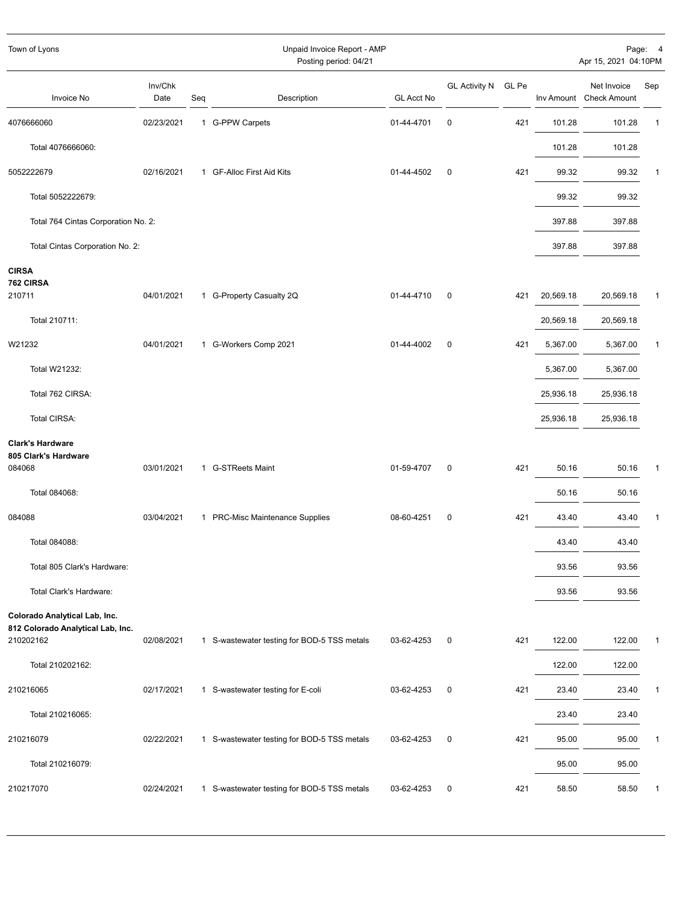| Invoice No | Inv/Chk Date | Seq | Description | GL Acct No | GL Activity N | GL Pe | Inv Amount | Net Invoice Check Amount | Sep |
|---|---|---|---|---|---|---|---|---|---|
| 4076666060 | 02/23/2021 | 1 | G-PPW Carpets | 01-44-4701 | 0 | 421 | 101.28 | 101.28 | 1 |
| Total 4076666060: | | | | | | | 101.28 | 101.28 | |
| 5052222679 | 02/16/2021 | 1 | GF-Alloc First Aid Kits | 01-44-4502 | 0 | 421 | 99.32 | 99.32 | 1 |
| Total 5052222679: | | | | | | | 99.32 | 99.32 | |
| Total 764 Cintas Corporation No. 2: | | | | | | | 397.88 | 397.88 | |
| Total Cintas Corporation No. 2: | | | | | | | 397.88 | 397.88 | |
| **CIRSA** | | | | | | | | | |
| **762 CIRSA** | | | | | | | | | |
| 210711 | 04/01/2021 | 1 | G-Property Casualty 2Q | 01-44-4710 | 0 | 421 | 20,569.18 | 20,569.18 | 1 |
| Total 210711: | | | | | | | 20,569.18 | 20,569.18 | |
| W21232 | 04/01/2021 | 1 | G-Workers Comp 2021 | 01-44-4002 | 0 | 421 | 5,367.00 | 5,367.00 | 1 |
| Total W21232: | | | | | | | 5,367.00 | 5,367.00 | |
| Total 762 CIRSA: | | | | | | | 25,936.18 | 25,936.18 | |
| Total CIRSA: | | | | | | | 25,936.18 | 25,936.18 | |
| **Clark's Hardware** | | | | | | | | | |
| **805 Clark's Hardware** | | | | | | | | | |
| 084068 | 03/01/2021 | 1 | G-STReets Maint | 01-59-4707 | 0 | 421 | 50.16 | 50.16 | 1 |
| Total 084068: | | | | | | | 50.16 | 50.16 | |
| 084088 | 03/04/2021 | 1 | PRC-Misc Maintenance Supplies | 08-60-4251 | 0 | 421 | 43.40 | 43.40 | 1 |
| Total 084088: | | | | | | | 43.40 | 43.40 | |
| Total 805 Clark's Hardware: | | | | | | | 93.56 | 93.56 | |
| Total Clark's Hardware: | | | | | | | 93.56 | 93.56 | |
| **Colorado Analytical Lab, Inc.** | | | | | | | | | |
| **812 Colorado Analytical Lab, Inc.** | | | | | | | | | |
| 210202162 | 02/08/2021 | 1 | S-wastewater testing for BOD-5 TSS metals | 03-62-4253 | 0 | 421 | 122.00 | 122.00 | 1 |
| Total 210202162: | | | | | | | 122.00 | 122.00 | |
| 210216065 | 02/17/2021 | 1 | S-wastewater testing for E-coli | 03-62-4253 | 0 | 421 | 23.40 | 23.40 | 1 |
| Total 210216065: | | | | | | | 23.40 | 23.40 | |
| 210216079 | 02/22/2021 | 1 | S-wastewater testing for BOD-5 TSS metals | 03-62-4253 | 0 | 421 | 95.00 | 95.00 | 1 |
| Total 210216079: | | | | | | | 95.00 | 95.00 | |
| 210217070 | 02/24/2021 | 1 | S-wastewater testing for BOD-5 TSS metals | 03-62-4253 | 0 | 421 | 58.50 | 58.50 | 1 |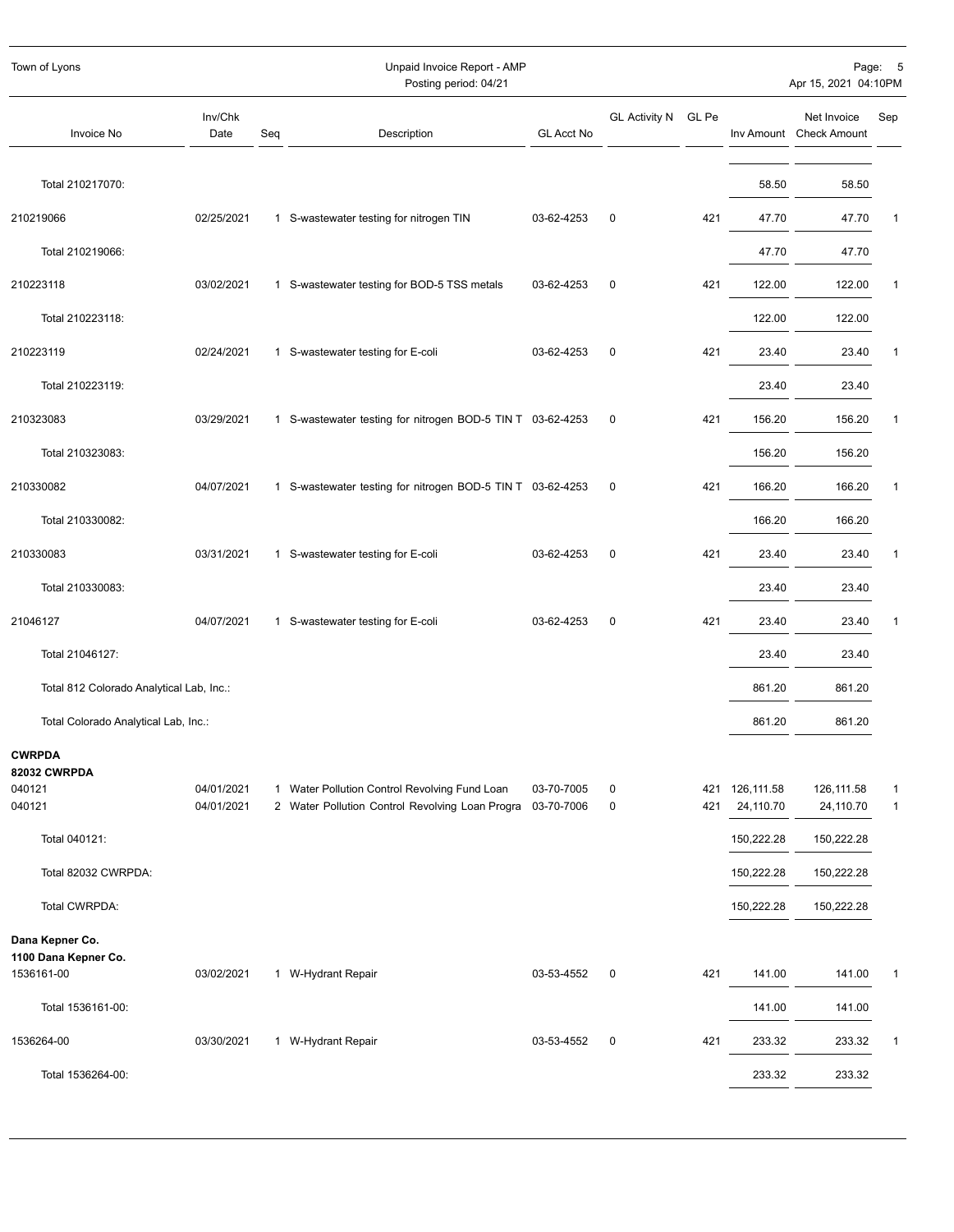| Invoice No | Inv/Chk Date | Seq | Description | GL Acct No | GL Activity N | GL Pe | Inv Amount | Net Invoice Check Amount | Sep |
|---|---|---|---|---|---|---|---|---|---|
| Total 210217070: | | | | | | | 58.50 | 58.50 | |
| 210219066 | 02/25/2021 | 1 | S-wastewater testing for nitrogen TIN | 03-62-4253 | 0 | 421 | 47.70 | 47.70 | 1 |
| Total 210219066: | | | | | | | 47.70 | 47.70 | |
| 210223118 | 03/02/2021 | 1 | S-wastewater testing for BOD-5 TSS metals | 03-62-4253 | 0 | 421 | 122.00 | 122.00 | 1 |
| Total 210223118: | | | | | | | 122.00 | 122.00 | |
| 210223119 | 02/24/2021 | 1 | S-wastewater testing for E-coli | 03-62-4253 | 0 | 421 | 23.40 | 23.40 | 1 |
| Total 210223119: | | | | | | | 23.40 | 23.40 | |
| 210323083 | 03/29/2021 | 1 | S-wastewater testing for nitrogen BOD-5 TIN T | 03-62-4253 | 0 | 421 | 156.20 | 156.20 | 1 |
| Total 210323083: | | | | | | | 156.20 | 156.20 | |
| 210330082 | 04/07/2021 | 1 | S-wastewater testing for nitrogen BOD-5 TIN T | 03-62-4253 | 0 | 421 | 166.20 | 166.20 | 1 |
| Total 210330082: | | | | | | | 166.20 | 166.20 | |
| 210330083 | 03/31/2021 | 1 | S-wastewater testing for E-coli | 03-62-4253 | 0 | 421 | 23.40 | 23.40 | 1 |
| Total 210330083: | | | | | | | 23.40 | 23.40 | |
| 21046127 | 04/07/2021 | 1 | S-wastewater testing for E-coli | 03-62-4253 | 0 | 421 | 23.40 | 23.40 | 1 |
| Total 21046127: | | | | | | | 23.40 | 23.40 | |
| Total 812 Colorado Analytical Lab, Inc.: | | | | | | | 861.20 | 861.20 | |
| Total Colorado Analytical Lab, Inc.: | | | | | | | 861.20 | 861.20 | |
| **CWRPDA** | | | | | | | | | |
| **82032 CWRPDA** | | | | | | | | | |
| 040121 | 04/01/2021 | 1 | Water Pollution Control Revolving Fund Loan | 03-70-7005 | 0 | 421 | 126,111.58 | 126,111.58 | 1 |
| 040121 | 04/01/2021 | 2 | Water Pollution Control Revolving Loan Progra | 03-70-7006 | 0 | 421 | 24,110.70 | 24,110.70 | 1 |
| Total 040121: | | | | | | | 150,222.28 | 150,222.28 | |
| Total 82032 CWRPDA: | | | | | | | 150,222.28 | 150,222.28 | |
| Total CWRPDA: | | | | | | | 150,222.28 | 150,222.28 | |
| **Dana Kepner Co.** | | | | | | | | | |
| **1100 Dana Kepner Co.** | | | | | | | | | |
| 1536161-00 | 03/02/2021 | 1 | W-Hydrant Repair | 03-53-4552 | 0 | 421 | 141.00 | 141.00 | 1 |
| Total 1536161-00: | | | | | | | 141.00 | 141.00 | |
| 1536264-00 | 03/30/2021 | 1 | W-Hydrant Repair | 03-53-4552 | 0 | 421 | 233.32 | 233.32 | 1 |
| Total 1536264-00: | | | | | | | 233.32 | 233.32 | |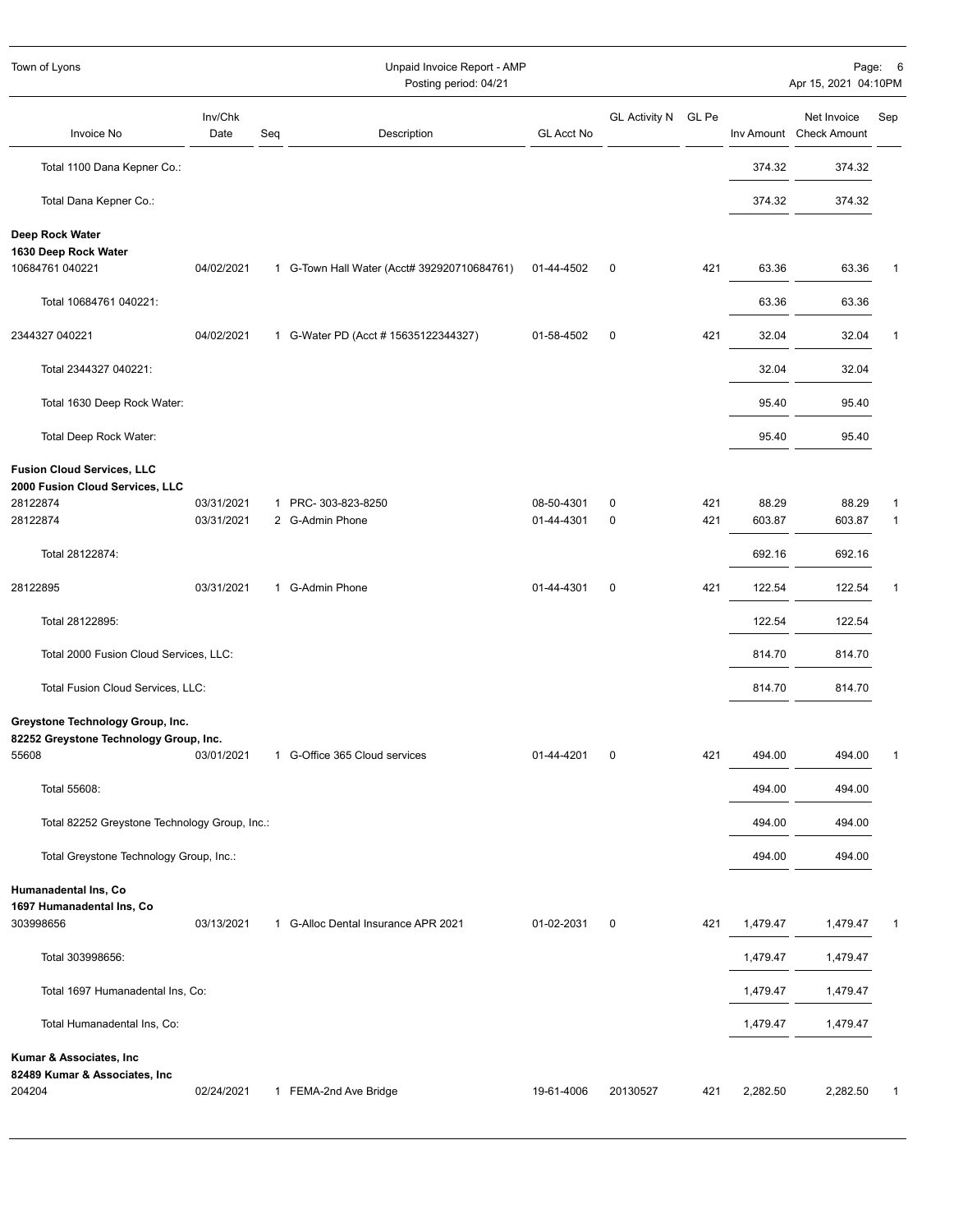Town of Lyons

Unpaid Invoice Report - AMP
Posting period: 04/21

| Invoice No | Inv/Chk Date | Seq | Description | GL Acct No | GL Activity N | GL Pe | Inv Amount | Net Invoice Check Amount | Sep |
|---|---|---|---|---|---|---|---|---|---|
| Total 1100 Dana Kepner Co.: | | | | | | | 374.32 | 374.32 | |
| Total Dana Kepner Co.: | | | | | | | 374.32 | 374.32 | |
| **Deep Rock Water** | | | | | | | | | |
| **1630 Deep Rock Water** | | | | | | | | | |
| 10684761 040221 | 04/02/2021 | 1 | G-Town Hall Water (Acct# 392920710684761) | 01-44-4502 | 0 | 421 | 63.36 | 63.36 | 1 |
| Total 10684761 040221: | | | | | | | 63.36 | 63.36 | |
| 2344327 040221 | 04/02/2021 | 1 | G-Water PD (Acct # 15635122344327) | 01-58-4502 | 0 | 421 | 32.04 | 32.04 | 1 |
| Total 2344327 040221: | | | | | | | 32.04 | 32.04 | |
| Total 1630 Deep Rock Water: | | | | | | | 95.40 | 95.40 | |
| Total Deep Rock Water: | | | | | | | 95.40 | 95.40 | |
| **Fusion Cloud Services, LLC** | | | | | | | | | |
| **2000 Fusion Cloud Services, LLC** | | | | | | | | | |
| 28122874 | 03/31/2021 | 1 | PRC- 303-823-8250 | 08-50-4301 | 0 | 421 | 88.29 | 88.29 | 1 |
| 28122874 | 03/31/2021 | 2 | G-Admin Phone | 01-44-4301 | 0 | 421 | 603.87 | 603.87 | 1 |
| Total 28122874: | | | | | | | 692.16 | 692.16 | |
| 28122895 | 03/31/2021 | 1 | G-Admin Phone | 01-44-4301 | 0 | 421 | 122.54 | 122.54 | 1 |
| Total 28122895: | | | | | | | 122.54 | 122.54 | |
| Total 2000 Fusion Cloud Services, LLC: | | | | | | | 814.70 | 814.70 | |
| Total Fusion Cloud Services, LLC: | | | | | | | 814.70 | 814.70 | |
| **Greystone Technology Group, Inc.** | | | | | | | | | |
| **82252 Greystone Technology Group, Inc.** | | | | | | | | | |
| 55608 | 03/01/2021 | 1 | G-Office 365 Cloud services | 01-44-4201 | 0 | 421 | 494.00 | 494.00 | 1 |
| Total 55608: | | | | | | | 494.00 | 494.00 | |
| Total 82252 Greystone Technology Group, Inc.: | | | | | | | 494.00 | 494.00 | |
| Total Greystone Technology Group, Inc.: | | | | | | | 494.00 | 494.00 | |
| **Humanadental Ins, Co** | | | | | | | | | |
| **1697 Humanadental Ins, Co** | | | | | | | | | |
| 303998656 | 03/13/2021 | 1 | G-Alloc Dental Insurance APR 2021 | 01-02-2031 | 0 | 421 | 1,479.47 | 1,479.47 | 1 |
| Total 303998656: | | | | | | | 1,479.47 | 1,479.47 | |
| Total 1697 Humanadental Ins, Co: | | | | | | | 1,479.47 | 1,479.47 | |
| Total Humanadental Ins, Co: | | | | | | | 1,479.47 | 1,479.47 | |
| **Kumar & Associates, Inc** | | | | | | | | | |
| **82489 Kumar & Associates, Inc** | | | | | | | | | |
| 204204 | 02/24/2021 | 1 | FEMA-2nd Ave Bridge | 19-61-4006 | 20130527 | 421 | 2,282.50 | 2,282.50 | 1 |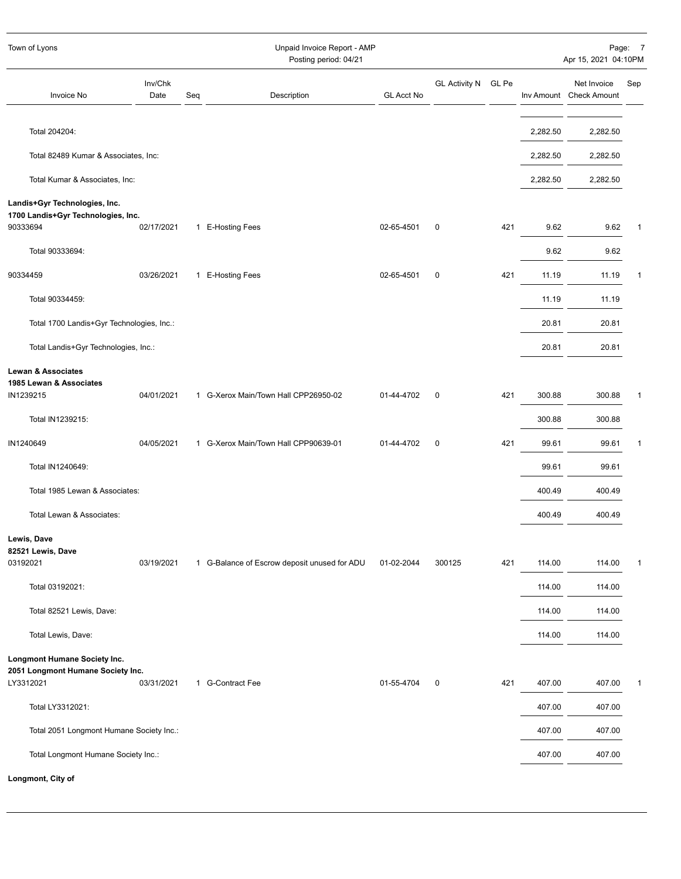| Invoice No | Inv/Chk Date | Seq | Description | GL Acct No | GL Activity N | GL Pe | Inv Amount | Net Invoice Check Amount | Sep |
|---|---|---|---|---|---|---|---|---|---|
| Total 204204: | | | | | | | 2,282.50 | 2,282.50 | |
| Total 82489 Kumar & Associates, Inc: | | | | | | | 2,282.50 | 2,282.50 | |
| Total Kumar & Associates, Inc: | | | | | | | 2,282.50 | 2,282.50 | |
| **Landis+Gyr Technologies, Inc.** | | | | | | | | | |
| **1700 Landis+Gyr Technologies, Inc.** | | | | | | | | | |
| 90333694 | 02/17/2021 | 1 | E-Hosting Fees | 02-65-4501 | 0 | 421 | 9.62 | 9.62 | 1 |
| Total 90333694: | | | | | | | 9.62 | 9.62 | |
| 90334459 | 03/26/2021 | 1 | E-Hosting Fees | 02-65-4501 | 0 | 421 | 11.19 | 11.19 | 1 |
| Total 90334459: | | | | | | | 11.19 | 11.19 | |
| Total 1700 Landis+Gyr Technologies, Inc.: | | | | | | | 20.81 | 20.81 | |
| Total Landis+Gyr Technologies, Inc.: | | | | | | | 20.81 | 20.81 | |
| **Lewan & Associates** | | | | | | | | | |
| **1985 Lewan & Associates** | | | | | | | | | |
| IN1239215 | 04/01/2021 | 1 | G-Xerox Main/Town Hall CPP26950-02 | 01-44-4702 | 0 | 421 | 300.88 | 300.88 | 1 |
| Total IN1239215: | | | | | | | 300.88 | 300.88 | |
| IN1240649 | 04/05/2021 | 1 | G-Xerox Main/Town Hall CPP90639-01 | 01-44-4702 | 0 | 421 | 99.61 | 99.61 | 1 |
| Total IN1240649: | | | | | | | 99.61 | 99.61 | |
| Total 1985 Lewan & Associates: | | | | | | | 400.49 | 400.49 | |
| Total Lewan & Associates: | | | | | | | 400.49 | 400.49 | |
| **Lewis, Dave** | | | | | | | | | |
| **82521 Lewis, Dave** | | | | | | | | | |
| 03192021 | 03/19/2021 | 1 | G-Balance of Escrow deposit unused for ADU | 01-02-2044 | 300125 | 421 | 114.00 | 114.00 | 1 |
| Total 03192021: | | | | | | | 114.00 | 114.00 | |
| Total 82521 Lewis, Dave: | | | | | | | 114.00 | 114.00 | |
| Total Lewis, Dave: | | | | | | | 114.00 | 114.00 | |
| **Longmont Humane Society Inc.** | | | | | | | | | |
| **2051 Longmont Humane Society Inc.** | | | | | | | | | |
| LY3312021 | 03/31/2021 | 1 | G-Contract Fee | 01-55-4704 | 0 | 421 | 407.00 | 407.00 | 1 |
| Total LY3312021: | | | | | | | 407.00 | 407.00 | |
| Total 2051 Longmont Humane Society Inc.: | | | | | | | 407.00 | 407.00 | |
| Total Longmont Humane Society Inc.: | | | | | | | 407.00 | 407.00 | |
| **Longmont, City of** | | | | | | | | | |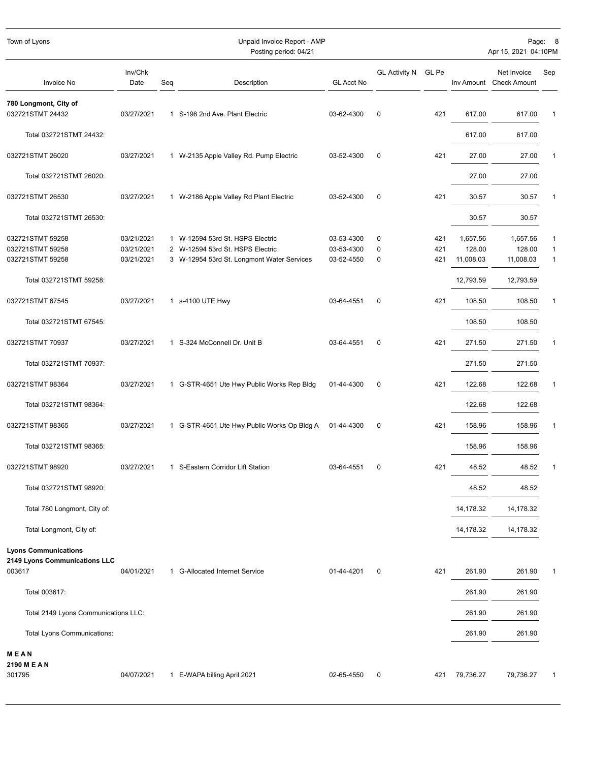| Invoice No | Inv/Chk Date | Seq | Description | GL Acct No | GL Activity N | GL Pe | Inv Amount | Net Invoice Check Amount | Sep |
|---|---|---|---|---|---|---|---|---|---|
| **780 Longmont, City of** | | | | | | | | | |
| 032721STMT 24432 | 03/27/2021 | 1 | S-198 2nd Ave. Plant Electric | 03-62-4300 | 0 | 421 | 617.00 | 617.00 | 1 |
| Total 032721STMT 24432: | | | | | | | 617.00 | 617.00 | |
| 032721STMT 26020 | 03/27/2021 | 1 | W-2135 Apple Valley Rd. Pump Electric | 03-52-4300 | 0 | 421 | 27.00 | 27.00 | 1 |
| Total 032721STMT 26020: | | | | | | | 27.00 | 27.00 | |
| 032721STMT 26530 | 03/27/2021 | 1 | W-2186 Apple Valley Rd Plant Electric | 03-52-4300 | 0 | 421 | 30.57 | 30.57 | 1 |
| Total 032721STMT 26530: | | | | | | | 30.57 | 30.57 | |
| 032721STMT 59258 | 03/21/2021 | 1 | W-12594 53rd St. HSPS Electric | 03-53-4300 | 0 | 421 | 1,657.56 | 1,657.56 | 1 |
| 032721STMT 59258 | 03/21/2021 | 2 | W-12594 53rd St. HSPS Electric | 03-53-4300 | 0 | 421 | 128.00 | 128.00 | 1 |
| 032721STMT 59258 | 03/21/2021 | 3 | W-12954 53rd St. Longmont Water Services | 03-52-4550 | 0 | 421 | 11,008.03 | 11,008.03 | 1 |
| Total 032721STMT 59258: | | | | | | | 12,793.59 | 12,793.59 | |
| 032721STMT 67545 | 03/27/2021 | 1 | s-4100 UTE Hwy | 03-64-4551 | 0 | 421 | 108.50 | 108.50 | 1 |
| Total 032721STMT 67545: | | | | | | | 108.50 | 108.50 | |
| 032721STMT 70937 | 03/27/2021 | 1 | S-324 McConnell Dr. Unit B | 03-64-4551 | 0 | 421 | 271.50 | 271.50 | 1 |
| Total 032721STMT 70937: | | | | | | | 271.50 | 271.50 | |
| 032721STMT 98364 | 03/27/2021 | 1 | G-STR-4651 Ute Hwy Public Works Rep Bldg | 01-44-4300 | 0 | 421 | 122.68 | 122.68 | 1 |
| Total 032721STMT 98364: | | | | | | | 122.68 | 122.68 | |
| 032721STMT 98365 | 03/27/2021 | 1 | G-STR-4651 Ute Hwy Public Works Op Bldg A | 01-44-4300 | 0 | 421 | 158.96 | 158.96 | 1 |
| Total 032721STMT 98365: | | | | | | | 158.96 | 158.96 | |
| 032721STMT 98920 | 03/27/2021 | 1 | S-Eastern Corridor Lift Station | 03-64-4551 | 0 | 421 | 48.52 | 48.52 | 1 |
| Total 032721STMT 98920: | | | | | | | 48.52 | 48.52 | |
| Total 780 Longmont, City of: | | | | | | | 14,178.32 | 14,178.32 | |
| Total Longmont, City of: | | | | | | | 14,178.32 | 14,178.32 | |
| **Lyons Communications** | | | | | | | | | |
| **2149 Lyons Communications LLC** | | | | | | | | | |
| 003617 | 04/01/2021 | 1 | G-Allocated Internet Service | 01-44-4201 | 0 | 421 | 261.90 | 261.90 | 1 |
| Total 003617: | | | | | | | 261.90 | 261.90 | |
| Total 2149 Lyons Communications LLC: | | | | | | | 261.90 | 261.90 | |
| Total Lyons Communications: | | | | | | | 261.90 | 261.90 | |
| **M E A N** | | | | | | | | | |
| **2190 M E A N** | | | | | | | | | |
| 301795 | 04/07/2021 | 1 | E-WAPA billing April 2021 | 02-65-4550 | 0 | 421 | 79,736.27 | 79,736.27 | 1 |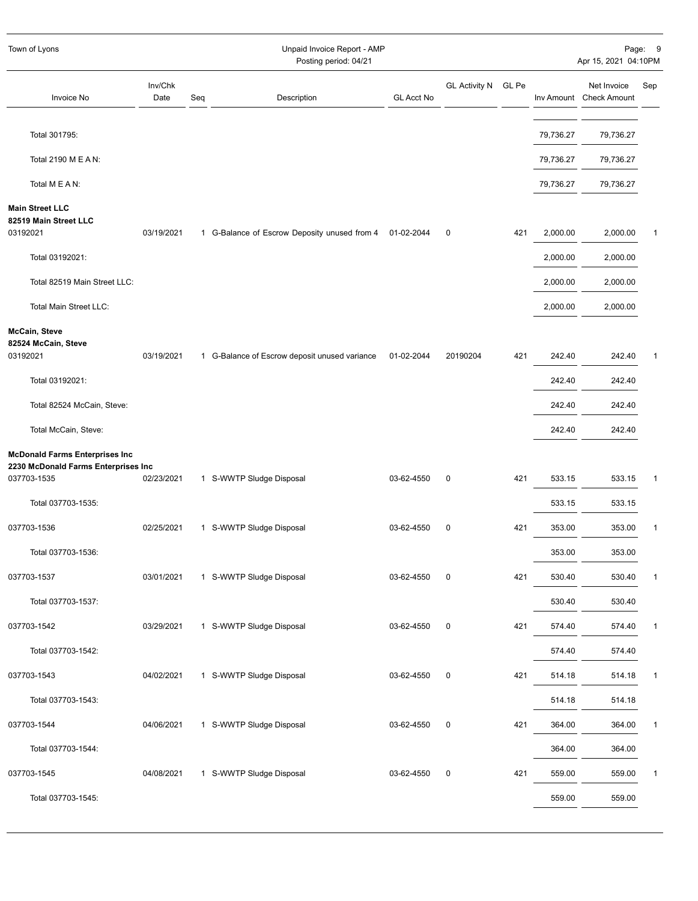| Invoice No | Inv/Chk Date | Seq | Description | GL Acct No | GL Activity N | GL Pe | Inv Amount | Net Invoice Check Amount | Sep |
|---|---|---|---|---|---|---|---|---|---|
| Total 301795: | | | | | | | 79,736.27 | 79,736.27 | |
| Total 2190 M E A N: | | | | | | | 79,736.27 | 79,736.27 | |
| Total M E A N: | | | | | | | 79,736.27 | 79,736.27 | |
| **Main Street LLC** | | | | | | | | | |
| **82519 Main Street LLC** | | | | | | | | | |
| 03192021 | 03/19/2021 | 1 | G-Balance of Escrow Deposity unused from 4 | 01-02-2044 | 0 | 421 | 2,000.00 | 2,000.00 | 1 |
| Total 03192021: | | | | | | | 2,000.00 | 2,000.00 | |
| Total 82519 Main Street LLC: | | | | | | | 2,000.00 | 2,000.00 | |
| Total Main Street LLC: | | | | | | | 2,000.00 | 2,000.00 | |
| **McCain, Steve** | | | | | | | | | |
| **82524 McCain, Steve** | | | | | | | | | |
| 03192021 | 03/19/2021 | 1 | G-Balance of Escrow deposit unused variance | 01-02-2044 | 20190204 | 421 | 242.40 | 242.40 | 1 |
| Total 03192021: | | | | | | | 242.40 | 242.40 | |
| Total 82524 McCain, Steve: | | | | | | | 242.40 | 242.40 | |
| Total McCain, Steve: | | | | | | | 242.40 | 242.40 | |
| **McDonald Farms Enterprises Inc** | | | | | | | | | |
| **2230 McDonald Farms Enterprises Inc** | | | | | | | | | |
| 037703-1535 | 02/23/2021 | 1 | S-WWTP Sludge Disposal | 03-62-4550 | 0 | 421 | 533.15 | 533.15 | 1 |
| Total 037703-1535: | | | | | | | 533.15 | 533.15 | |
| 037703-1536 | 02/25/2021 | 1 | S-WWTP Sludge Disposal | 03-62-4550 | 0 | 421 | 353.00 | 353.00 | 1 |
| Total 037703-1536: | | | | | | | 353.00 | 353.00 | |
| 037703-1537 | 03/01/2021 | 1 | S-WWTP Sludge Disposal | 03-62-4550 | 0 | 421 | 530.40 | 530.40 | 1 |
| Total 037703-1537: | | | | | | | 530.40 | 530.40 | |
| 037703-1542 | 03/29/2021 | 1 | S-WWTP Sludge Disposal | 03-62-4550 | 0 | 421 | 574.40 | 574.40 | 1 |
| Total 037703-1542: | | | | | | | 574.40 | 574.40 | |
| 037703-1543 | 04/02/2021 | 1 | S-WWTP Sludge Disposal | 03-62-4550 | 0 | 421 | 514.18 | 514.18 | 1 |
| Total 037703-1543: | | | | | | | 514.18 | 514.18 | |
| 037703-1544 | 04/06/2021 | 1 | S-WWTP Sludge Disposal | 03-62-4550 | 0 | 421 | 364.00 | 364.00 | 1 |
| Total 037703-1544: | | | | | | | 364.00 | 364.00 | |
| 037703-1545 | 04/08/2021 | 1 | S-WWTP Sludge Disposal | 03-62-4550 | 0 | 421 | 559.00 | 559.00 | 1 |
| Total 037703-1545: | | | | | | | 559.00 | 559.00 | |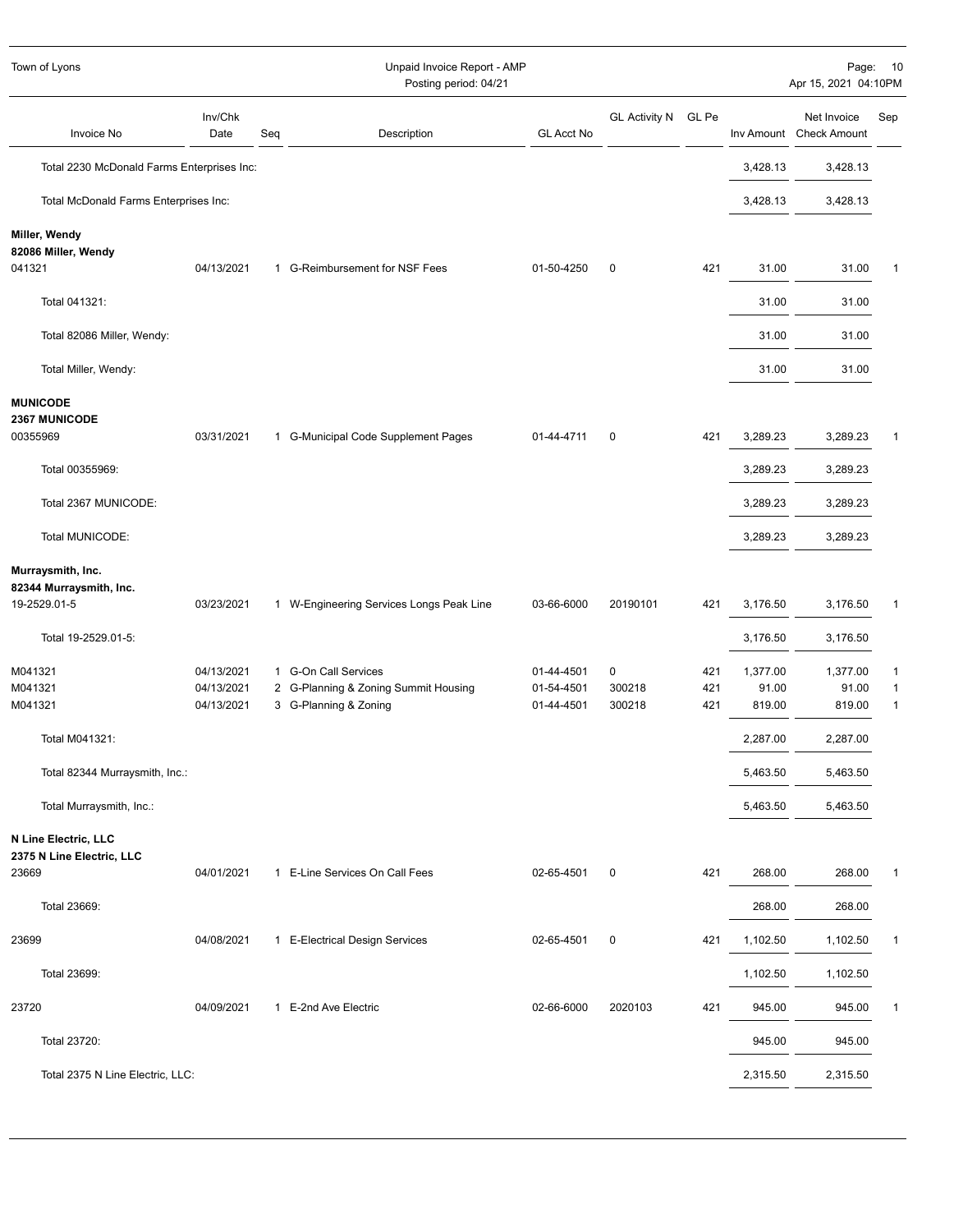| Invoice No | Inv/Chk Date | Seq | Description | GL Acct No | GL Activity N | GL Pe | Inv Amount | Net Invoice Check Amount | Sep |
|---|---|---|---|---|---|---|---|---|---|
| Total 2230 McDonald Farms Enterprises Inc: | | | | | | | 3,428.13 | 3,428.13 | |
| Total McDonald Farms Enterprises Inc: | | | | | | | 3,428.13 | 3,428.13 | |
| **Miller, Wendy** | | | | | | | | | |
| **82086 Miller, Wendy** | | | | | | | | | |
| 041321 | 04/13/2021 | 1 | G-Reimbursement for NSF Fees | 01-50-4250 | 0 | 421 | 31.00 | 31.00 | 1 |
| Total 041321: | | | | | | | 31.00 | 31.00 | |
| Total 82086 Miller, Wendy: | | | | | | | 31.00 | 31.00 | |
| Total Miller, Wendy: | | | | | | | 31.00 | 31.00 | |
| **MUNICODE** | | | | | | | | | |
| **2367 MUNICODE** | | | | | | | | | |
| 00355969 | 03/31/2021 | 1 | G-Municipal Code Supplement Pages | 01-44-4711 | 0 | 421 | 3,289.23 | 3,289.23 | 1 |
| Total 00355969: | | | | | | | 3,289.23 | 3,289.23 | |
| Total 2367 MUNICODE: | | | | | | | 3,289.23 | 3,289.23 | |
| Total MUNICODE: | | | | | | | 3,289.23 | 3,289.23 | |
| **Murraysmith, Inc.** | | | | | | | | | |
| **82344 Murraysmith, Inc.** | | | | | | | | | |
| 19-2529.01-5 | 03/23/2021 | 1 | W-Engineering Services Longs Peak Line | 03-66-6000 | 20190101 | 421 | 3,176.50 | 3,176.50 | 1 |
| Total 19-2529.01-5: | | | | | | | 3,176.50 | 3,176.50 | |
| M041321 | 04/13/2021 | 1 | G-On Call Services | 01-44-4501 | 0 | 421 | 1,377.00 | 1,377.00 | 1 |
| M041321 | 04/13/2021 | 2 | G-Planning & Zoning Summit Housing | 01-54-4501 | 300218 | 421 | 91.00 | 91.00 | 1 |
| M041321 | 04/13/2021 | 3 | G-Planning & Zoning | 01-44-4501 | 300218 | 421 | 819.00 | 819.00 | 1 |
| Total M041321: | | | | | | | 2,287.00 | 2,287.00 | |
| Total 82344 Murraysmith, Inc.: | | | | | | | 5,463.50 | 5,463.50 | |
| Total Murraysmith, Inc.: | | | | | | | 5,463.50 | 5,463.50 | |
| **N Line Electric, LLC** | | | | | | | | | |
| **2375 N Line Electric, LLC** | | | | | | | | | |
| 23669 | 04/01/2021 | 1 | E-Line Services On Call Fees | 02-65-4501 | 0 | 421 | 268.00 | 268.00 | 1 |
| Total 23669: | | | | | | | 268.00 | 268.00 | |
| 23699 | 04/08/2021 | 1 | E-Electrical Design Services | 02-65-4501 | 0 | 421 | 1,102.50 | 1,102.50 | 1 |
| Total 23699: | | | | | | | 1,102.50 | 1,102.50 | |
| 23720 | 04/09/2021 | 1 | E-2nd Ave Electric | 02-66-6000 | 2020103 | 421 | 945.00 | 945.00 | 1 |
| Total 23720: | | | | | | | 945.00 | 945.00 | |
| Total 2375 N Line Electric, LLC: | | | | | | | 2,315.50 | 2,315.50 | |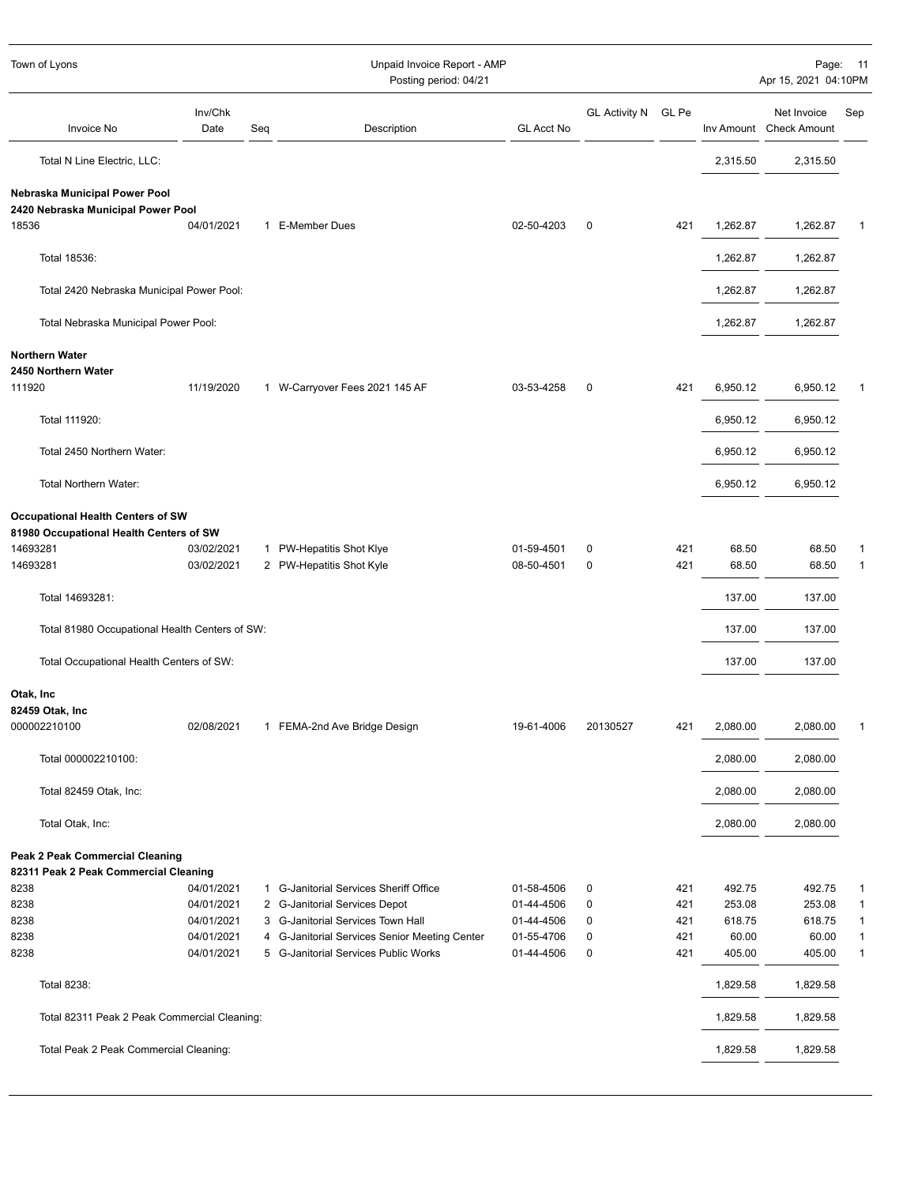| Invoice No | Inv/Chk Date | Seq | Description | GL Acct No | GL Activity N | GL Pe | Inv Amount | Net Invoice Check Amount | Sep |
|---|---|---|---|---|---|---|---|---|---|
| Total N Line Electric, LLC: | | | | | | | 2,315.50 | 2,315.50 | |
| **Nebraska Municipal Power Pool** | | | | | | | | | |
| **2420 Nebraska Municipal Power Pool** | | | | | | | | | |
| 18536 | 04/01/2021 | 1 | E-Member Dues | 02-50-4203 | 0 | 421 | 1,262.87 | 1,262.87 | 1 |
| Total 18536: | | | | | | | 1,262.87 | 1,262.87 | |
| Total 2420 Nebraska Municipal Power Pool: | | | | | | | 1,262.87 | 1,262.87 | |
| Total Nebraska Municipal Power Pool: | | | | | | | 1,262.87 | 1,262.87 | |
| **Northern Water** | | | | | | | | | |
| **2450 Northern Water** | | | | | | | | | |
| 111920 | 11/19/2020 | 1 | W-Carryover Fees 2021 145 AF | 03-53-4258 | 0 | 421 | 6,950.12 | 6,950.12 | 1 |
| Total 111920: | | | | | | | 6,950.12 | 6,950.12 | |
| Total 2450 Northern Water: | | | | | | | 6,950.12 | 6,950.12 | |
| Total Northern Water: | | | | | | | 6,950.12 | 6,950.12 | |
| **Occupational Health Centers of SW** | | | | | | | | | |
| **81980 Occupational Health Centers of SW** | | | | | | | | | |
| 14693281 | 03/02/2021 | 1 | PW-Hepatitis Shot Klye | 01-59-4501 | 0 | 421 | 68.50 | 68.50 | 1 |
| 14693281 | 03/02/2021 | 2 | PW-Hepatitis Shot Kyle | 08-50-4501 | 0 | 421 | 68.50 | 68.50 | 1 |
| Total 14693281: | | | | | | | 137.00 | 137.00 | |
| Total 81980 Occupational Health Centers of SW: | | | | | | | 137.00 | 137.00 | |
| Total Occupational Health Centers of SW: | | | | | | | 137.00 | 137.00 | |
| **Otak, Inc** | | | | | | | | | |
| **82459 Otak, Inc** | | | | | | | | | |
| 000002210100 | 02/08/2021 | 1 | FEMA-2nd Ave Bridge Design | 19-61-4006 | 20130527 | 421 | 2,080.00 | 2,080.00 | 1 |
| Total 000002210100: | | | | | | | 2,080.00 | 2,080.00 | |
| Total 82459 Otak, Inc: | | | | | | | 2,080.00 | 2,080.00 | |
| Total Otak, Inc: | | | | | | | 2,080.00 | 2,080.00 | |
| **Peak 2 Peak Commercial Cleaning** | | | | | | | | | |
| **82311 Peak 2 Peak Commercial Cleaning** | | | | | | | | | |
| 8238 | 04/01/2021 | 1 | G-Janitorial Services Sheriff Office | 01-58-4506 | 0 | 421 | 492.75 | 492.75 | 1 |
| 8238 | 04/01/2021 | 2 | G-Janitorial Services Depot | 01-44-4506 | 0 | 421 | 253.08 | 253.08 | 1 |
| 8238 | 04/01/2021 | 3 | G-Janitorial Services Town Hall | 01-44-4506 | 0 | 421 | 618.75 | 618.75 | 1 |
| 8238 | 04/01/2021 | 4 | G-Janitorial Services Senior Meeting Center | 01-55-4706 | 0 | 421 | 60.00 | 60.00 | 1 |
| 8238 | 04/01/2021 | 5 | G-Janitorial Services Public Works | 01-44-4506 | 0 | 421 | 405.00 | 405.00 | 1 |
| Total 8238: | | | | | | | 1,829.58 | 1,829.58 | |
| Total 82311 Peak 2 Peak Commercial Cleaning: | | | | | | | 1,829.58 | 1,829.58 | |
| Total Peak 2 Peak Commercial Cleaning: | | | | | | | 1,829.58 | 1,829.58 | |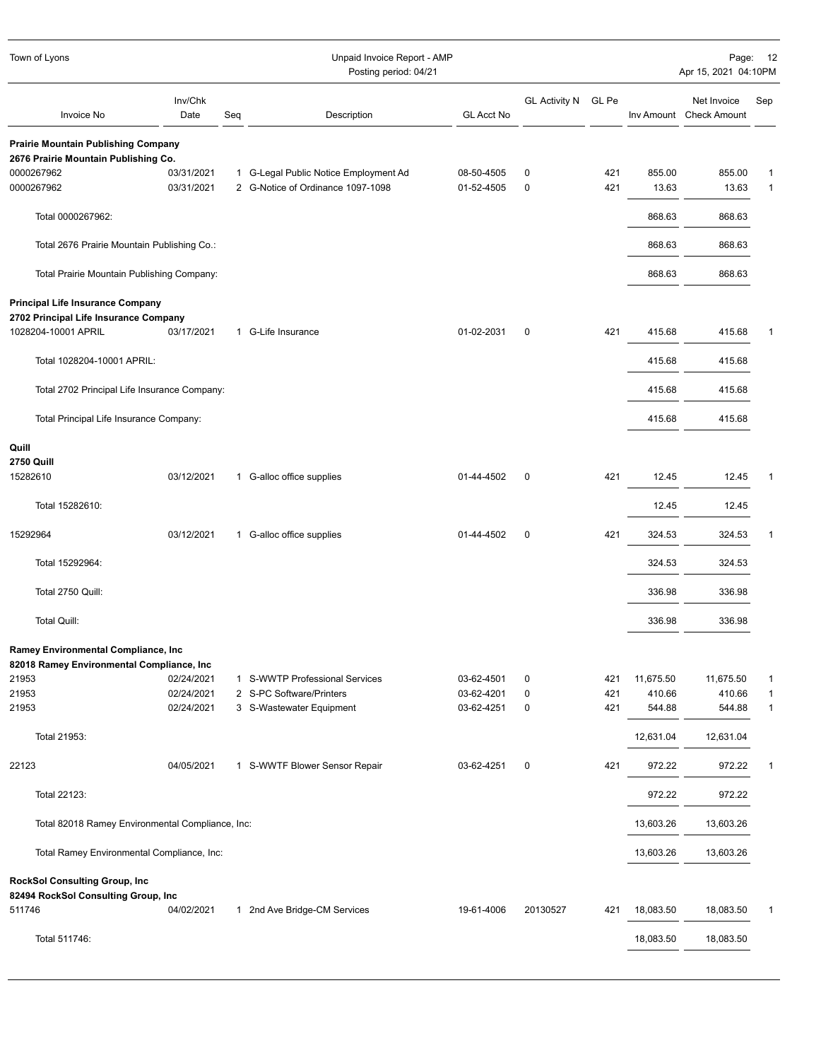| Invoice No | Inv/Chk Date | Seq | Description | GL Acct No | GL Activity N | GL Pe | Inv Amount | Net Invoice Check Amount | Sep |
|---|---|---|---|---|---|---|---|---|---|
| **Prairie Mountain Publishing Company** | | | | | | | | | |
| **2676 Prairie Mountain Publishing Co.** | | | | | | | | | |
| 0000267962 | 03/31/2021 | 1 | G-Legal Public Notice Employment Ad | 08-50-4505 | 0 | 421 | 855.00 | 855.00 | 1 |
| 0000267962 | 03/31/2021 | 2 | G-Notice of Ordinance 1097-1098 | 01-52-4505 | 0 | 421 | 13.63 | 13.63 | 1 |
| Total 0000267962: | | | | | | | 868.63 | 868.63 | |
| Total 2676 Prairie Mountain Publishing Co.: | | | | | | | 868.63 | 868.63 | |
| Total Prairie Mountain Publishing Company: | | | | | | | 868.63 | 868.63 | |
| **Principal Life Insurance Company** | | | | | | | | | |
| **2702 Principal Life Insurance Company** | | | | | | | | | |
| 1028204-10001 APRIL | 03/17/2021 | 1 | G-Life Insurance | 01-02-2031 | 0 | 421 | 415.68 | 415.68 | 1 |
| Total 1028204-10001 APRIL: | | | | | | | 415.68 | 415.68 | |
| Total 2702 Principal Life Insurance Company: | | | | | | | 415.68 | 415.68 | |
| Total Principal Life Insurance Company: | | | | | | | 415.68 | 415.68 | |
| **Quill** | | | | | | | | | |
| **2750 Quill** | | | | | | | | | |
| 15282610 | 03/12/2021 | 1 | G-alloc office supplies | 01-44-4502 | 0 | 421 | 12.45 | 12.45 | 1 |
| Total 15282610: | | | | | | | 12.45 | 12.45 | |
| 15292964 | 03/12/2021 | 1 | G-alloc office supplies | 01-44-4502 | 0 | 421 | 324.53 | 324.53 | 1 |
| Total 15292964: | | | | | | | 324.53 | 324.53 | |
| Total 2750 Quill: | | | | | | | 336.98 | 336.98 | |
| Total Quill: | | | | | | | 336.98 | 336.98 | |
| **Ramey Environmental Compliance, Inc** | | | | | | | | | |
| **82018 Ramey Environmental Compliance, Inc** | | | | | | | | | |
| 21953 | 02/24/2021 | 1 | S-WWTP Professional Services | 03-62-4501 | 0 | 421 | 11,675.50 | 11,675.50 | 1 |
| 21953 | 02/24/2021 | 2 | S-PC Software/Printers | 03-62-4201 | 0 | 421 | 410.66 | 410.66 | 1 |
| 21953 | 02/24/2021 | 3 | S-Wastewater Equipment | 03-62-4251 | 0 | 421 | 544.88 | 544.88 | 1 |
| Total 21953: | | | | | | | 12,631.04 | 12,631.04 | |
| 22123 | 04/05/2021 | 1 | S-WWTF Blower Sensor Repair | 03-62-4251 | 0 | 421 | 972.22 | 972.22 | 1 |
| Total 22123: | | | | | | | 972.22 | 972.22 | |
| Total 82018 Ramey Environmental Compliance, Inc: | | | | | | | 13,603.26 | 13,603.26 | |
| Total Ramey Environmental Compliance, Inc: | | | | | | | 13,603.26 | 13,603.26 | |
| **RockSol Consulting Group, Inc** | | | | | | | | | |
| **82494 RockSol Consulting Group, Inc** | | | | | | | | | |
| 511746 | 04/02/2021 | 1 | 2nd Ave Bridge-CM Services | 19-61-4006 | 20130527 | 421 | 18,083.50 | 18,083.50 | 1 |
| Total 511746: | | | | | | | 18,083.50 | 18,083.50 | |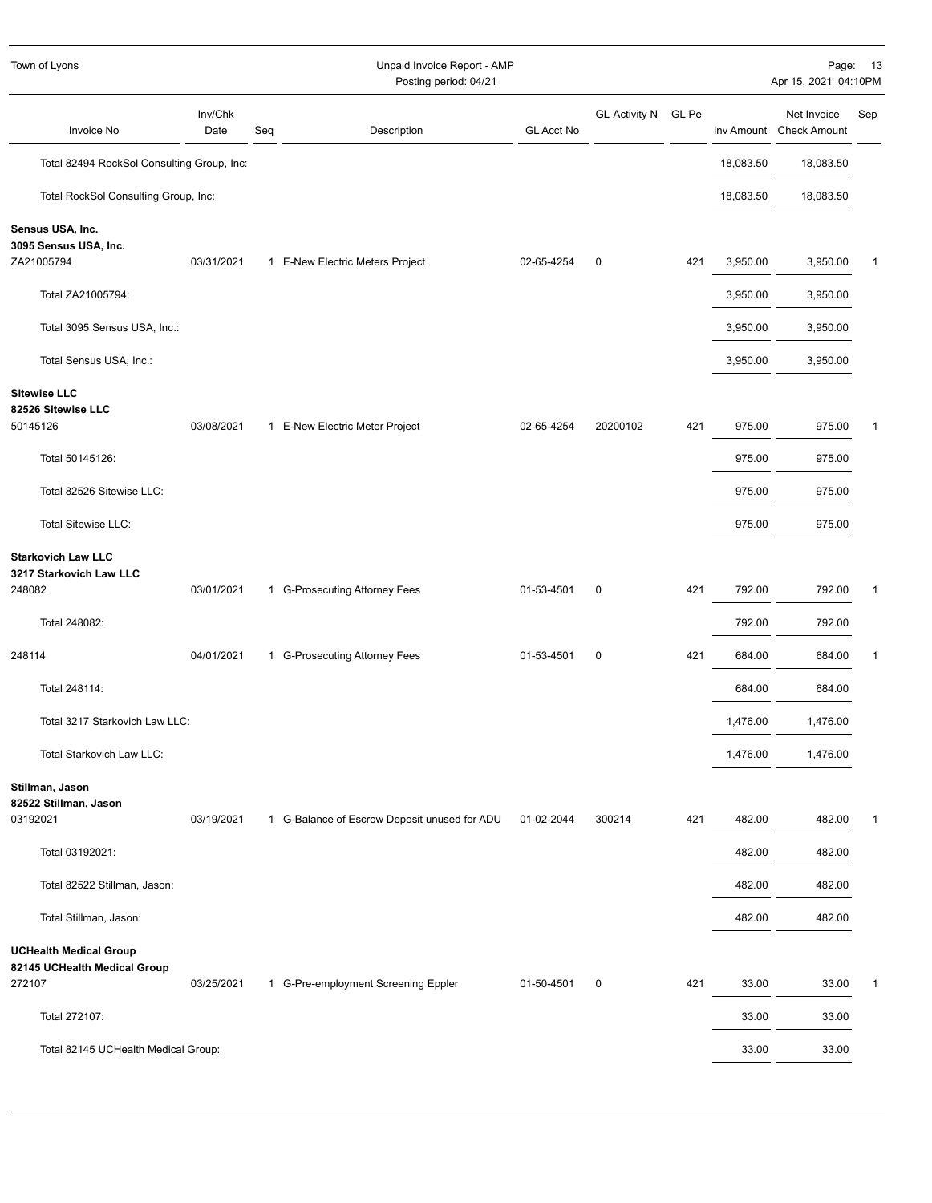| Invoice No | Inv/Chk Date | Seq | Description | GL Acct No | GL Activity N | GL Pe | Inv Amount | Net Invoice Check Amount | Sep |
|---|---|---|---|---|---|---|---|---|---|
| Total 82494 RockSol Consulting Group, Inc: | | | | | | | 18,083.50 | 18,083.50 | |
| Total RockSol Consulting Group, Inc: | | | | | | | 18,083.50 | 18,083.50 | |
| **Sensus USA, Inc.** | | | | | | | | | |
| **3095 Sensus USA, Inc.** | | | | | | | | | |
| ZA21005794 | 03/31/2021 | 1 | E-New Electric Meters Project | 02-65-4254 | 0 | 421 | 3,950.00 | 3,950.00 | 1 |
| Total ZA21005794: | | | | | | | 3,950.00 | 3,950.00 | |
| Total 3095 Sensus USA, Inc.: | | | | | | | 3,950.00 | 3,950.00 | |
| Total Sensus USA, Inc.: | | | | | | | 3,950.00 | 3,950.00 | |
| **Sitewise LLC** | | | | | | | | | |
| **82526 Sitewise LLC** | | | | | | | | | |
| 50145126 | 03/08/2021 | 1 | E-New Electric Meter Project | 02-65-4254 | 20200102 | 421 | 975.00 | 975.00 | 1 |
| Total 50145126: | | | | | | | 975.00 | 975.00 | |
| Total 82526 Sitewise LLC: | | | | | | | 975.00 | 975.00 | |
| Total Sitewise LLC: | | | | | | | 975.00 | 975.00 | |
| **Starkovich Law LLC** | | | | | | | | | |
| **3217 Starkovich Law LLC** | | | | | | | | | |
| 248082 | 03/01/2021 | 1 | G-Prosecuting Attorney Fees | 01-53-4501 | 0 | 421 | 792.00 | 792.00 | 1 |
| Total 248082: | | | | | | | 792.00 | 792.00 | |
| 248114 | 04/01/2021 | 1 | G-Prosecuting Attorney Fees | 01-53-4501 | 0 | 421 | 684.00 | 684.00 | 1 |
| Total 248114: | | | | | | | 684.00 | 684.00 | |
| Total 3217 Starkovich Law LLC: | | | | | | | 1,476.00 | 1,476.00 | |
| Total Starkovich Law LLC: | | | | | | | 1,476.00 | 1,476.00 | |
| **Stillman, Jason** | | | | | | | | | |
| **82522 Stillman, Jason** | | | | | | | | | |
| 03192021 | 03/19/2021 | 1 | G-Balance of Escrow Deposit unused for ADU | 01-02-2044 | 300214 | 421 | 482.00 | 482.00 | 1 |
| Total 03192021: | | | | | | | 482.00 | 482.00 | |
| Total 82522 Stillman, Jason: | | | | | | | 482.00 | 482.00 | |
| Total Stillman, Jason: | | | | | | | 482.00 | 482.00 | |
| **UCHealth Medical Group** | | | | | | | | | |
| **82145 UCHealth Medical Group** | | | | | | | | | |
| 272107 | 03/25/2021 | 1 | G-Pre-employment Screening Eppler | 01-50-4501 | 0 | 421 | 33.00 | 33.00 | 1 |
| Total 272107: | | | | | | | 33.00 | 33.00 | |
| Total 82145 UCHealth Medical Group: | | | | | | | 33.00 | 33.00 | |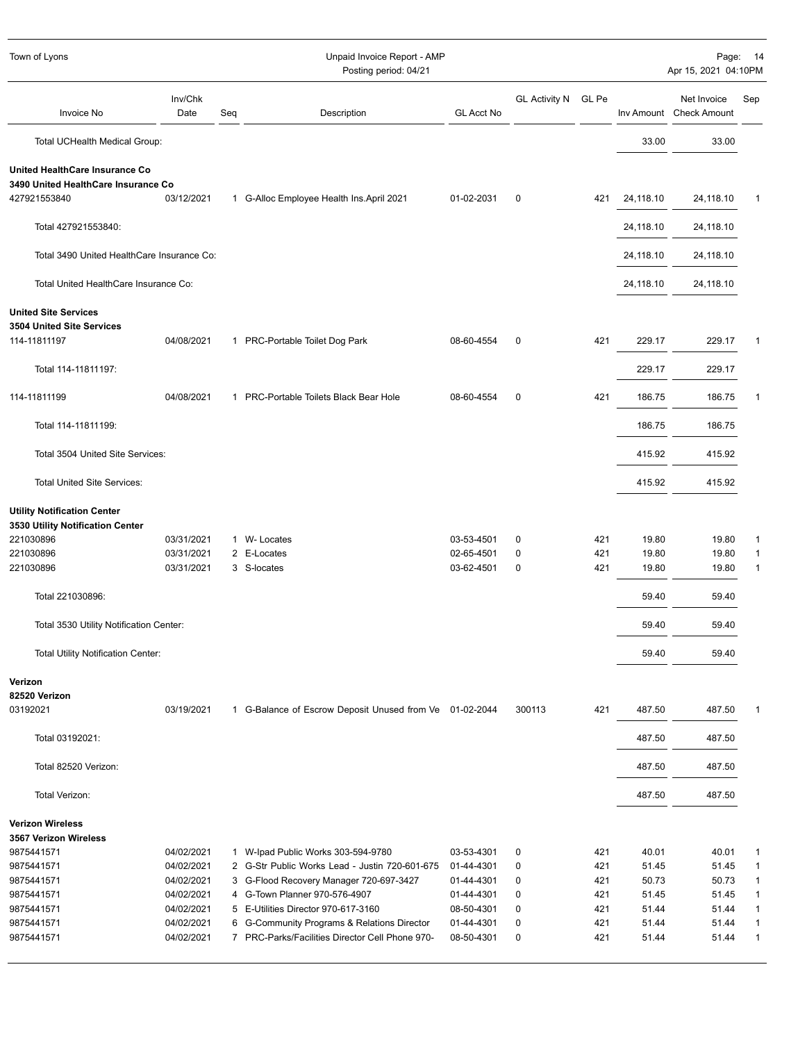| Invoice No | Inv/Chk Date | Seq | Description | GL Acct No | GL Activity N | GL Pe | Inv Amount | Net Invoice Check Amount | Sep |
|---|---|---|---|---|---|---|---|---|---|
| Total UCHealth Medical Group: | | | | | | | 33.00 | 33.00 | |
| **United HealthCare Insurance Co** | | | | | | | | | |
| **3490 United HealthCare Insurance Co** | | | | | | | | | |
| 427921553840 | 03/12/2021 | 1 | G-Alloc Employee Health Ins.April 2021 | 01-02-2031 | 0 | 421 | 24,118.10 | 24,118.10 | 1 |
| Total 427921553840: | | | | | | | 24,118.10 | 24,118.10 | |
| Total 3490 United HealthCare Insurance Co: | | | | | | | 24,118.10 | 24,118.10 | |
| Total United HealthCare Insurance Co: | | | | | | | 24,118.10 | 24,118.10 | |
| **United Site Services** | | | | | | | | | |
| **3504 United Site Services** | | | | | | | | | |
| 114-11811197 | 04/08/2021 | 1 | PRC-Portable Toilet Dog Park | 08-60-4554 | 0 | 421 | 229.17 | 229.17 | 1 |
| Total 114-11811197: | | | | | | | 229.17 | 229.17 | |
| 114-11811199 | 04/08/2021 | 1 | PRC-Portable Toilets Black Bear Hole | 08-60-4554 | 0 | 421 | 186.75 | 186.75 | 1 |
| Total 114-11811199: | | | | | | | 186.75 | 186.75 | |
| Total 3504 United Site Services: | | | | | | | 415.92 | 415.92 | |
| Total United Site Services: | | | | | | | 415.92 | 415.92 | |
| **Utility Notification Center** | | | | | | | | | |
| **3530 Utility Notification Center** | | | | | | | | | |
| 221030896 | 03/31/2021 | 1 | W- Locates | 03-53-4501 | 0 | 421 | 19.80 | 19.80 | 1 |
| 221030896 | 03/31/2021 | 2 | E-Locates | 02-65-4501 | 0 | 421 | 19.80 | 19.80 | 1 |
| 221030896 | 03/31/2021 | 3 | S-locates | 03-62-4501 | 0 | 421 | 19.80 | 19.80 | 1 |
| Total 221030896: | | | | | | | 59.40 | 59.40 | |
| Total 3530 Utility Notification Center: | | | | | | | 59.40 | 59.40 | |
| Total Utility Notification Center: | | | | | | | 59.40 | 59.40 | |
| **Verizon** | | | | | | | | | |
| **82520 Verizon** | | | | | | | | | |
| 03192021 | 03/19/2021 | 1 | G-Balance of Escrow Deposit Unused from Ve | 01-02-2044 | 300113 | 421 | 487.50 | 487.50 | 1 |
| Total 03192021: | | | | | | | 487.50 | 487.50 | |
| Total 82520 Verizon: | | | | | | | 487.50 | 487.50 | |
| Total Verizon: | | | | | | | 487.50 | 487.50 | |
| **Verizon Wireless** | | | | | | | | | |
| **3567 Verizon Wireless** | | | | | | | | | |
| 9875441571 | 04/02/2021 | 1 | W-Ipad Public Works 303-594-9780 | 03-53-4301 | 0 | 421 | 40.01 | 40.01 | 1 |
| 9875441571 | 04/02/2021 | 2 | G-Str Public Works Lead - Justin 720-601-675 | 01-44-4301 | 0 | 421 | 51.45 | 51.45 | 1 |
| 9875441571 | 04/02/2021 | 3 | G-Flood Recovery Manager 720-697-3427 | 01-44-4301 | 0 | 421 | 50.73 | 50.73 | 1 |
| 9875441571 | 04/02/2021 | 4 | G-Town Planner 970-576-4907 | 01-44-4301 | 0 | 421 | 51.45 | 51.45 | 1 |
| 9875441571 | 04/02/2021 | 5 | E-Utilities Director 970-617-3160 | 08-50-4301 | 0 | 421 | 51.44 | 51.44 | 1 |
| 9875441571 | 04/02/2021 | 6 | G-Community Programs & Relations Director | 01-44-4301 | 0 | 421 | 51.44 | 51.44 | 1 |
| 9875441571 | 04/02/2021 | 7 | PRC-Parks/Facilities Director Cell Phone 970- | 08-50-4301 | 0 | 421 | 51.44 | 51.44 | 1 |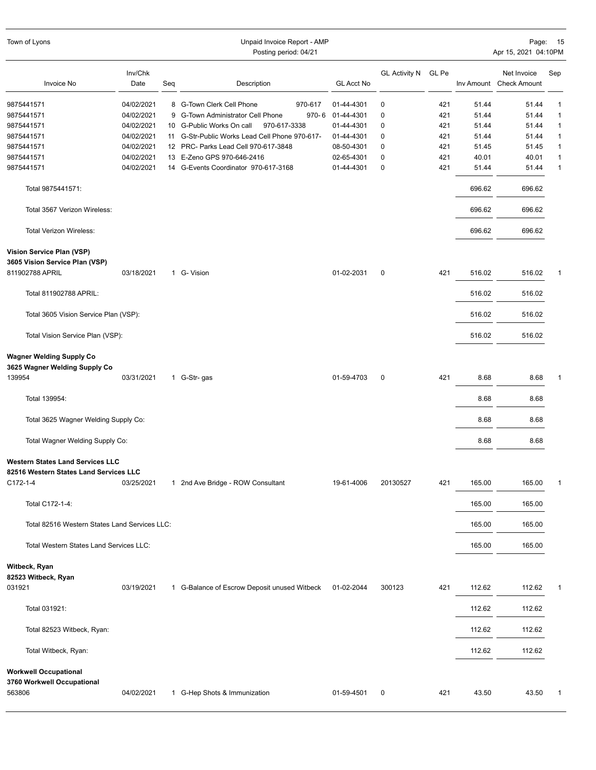Town of Lyons — Unpaid Invoice Report - AMP — Posting period: 04/21 — Apr 15, 2021 04:10PM

| Invoice No | Inv/Chk Date | Seq | Description | GL Acct No | GL Activity N | GL Pe | Inv Amount | Net Invoice Check Amount | Sep |
|---|---|---|---|---|---|---|---|---|---|
| 9875441571 | 04/02/2021 | 8 | G-Town Clerk Cell Phone 970-617 | 01-44-4301 | 0 | 421 | 51.44 | 51.44 | 1 |
| 9875441571 | 04/02/2021 | 9 | G-Town Administrator Cell Phone 970-6 | 01-44-4301 | 0 | 421 | 51.44 | 51.44 | 1 |
| 9875441571 | 04/02/2021 | 10 | G-Public Works On call 970-617-3338 | 01-44-4301 | 0 | 421 | 51.44 | 51.44 | 1 |
| 9875441571 | 04/02/2021 | 11 | G-Str-Public Works Lead Cell Phone 970-617- | 01-44-4301 | 0 | 421 | 51.44 | 51.44 | 1 |
| 9875441571 | 04/02/2021 | 12 | PRC- Parks Lead Cell 970-617-3848 | 08-50-4301 | 0 | 421 | 51.45 | 51.45 | 1 |
| 9875441571 | 04/02/2021 | 13 | E-Zeno GPS 970-646-2416 | 02-65-4301 | 0 | 421 | 40.01 | 40.01 | 1 |
| 9875441571 | 04/02/2021 | 14 | G-Events Coordinator 970-617-3168 | 01-44-4301 | 0 | 421 | 51.44 | 51.44 | 1 |
| Total 9875441571: | | | | | | | 696.62 | 696.62 | |
| Total 3567 Verizon Wireless: | | | | | | | 696.62 | 696.62 | |
| Total Verizon Wireless: | | | | | | | 696.62 | 696.62 | |
| **Vision Service Plan (VSP)** | | | | | | | | | |
| **3605 Vision Service Plan (VSP)** | | | | | | | | | |
| 811902788 APRIL | 03/18/2021 | 1 | G- Vision | 01-02-2031 | 0 | 421 | 516.02 | 516.02 | 1 |
| Total 811902788 APRIL: | | | | | | | 516.02 | 516.02 | |
| Total 3605 Vision Service Plan (VSP): | | | | | | | 516.02 | 516.02 | |
| Total Vision Service Plan (VSP): | | | | | | | 516.02 | 516.02 | |
| **Wagner Welding Supply Co** | | | | | | | | | |
| **3625 Wagner Welding Supply Co** | | | | | | | | | |
| 139954 | 03/31/2021 | 1 | G-Str- gas | 01-59-4703 | 0 | 421 | 8.68 | 8.68 | 1 |
| Total 139954: | | | | | | | 8.68 | 8.68 | |
| Total 3625 Wagner Welding Supply Co: | | | | | | | 8.68 | 8.68 | |
| Total Wagner Welding Supply Co: | | | | | | | 8.68 | 8.68 | |
| **Western States Land Services LLC** | | | | | | | | | |
| **82516 Western States Land Services LLC** | | | | | | | | | |
| C172-1-4 | 03/25/2021 | 1 | 2nd Ave Bridge - ROW Consultant | 19-61-4006 | 20130527 | 421 | 165.00 | 165.00 | 1 |
| Total C172-1-4: | | | | | | | 165.00 | 165.00 | |
| Total 82516 Western States Land Services LLC: | | | | | | | 165.00 | 165.00 | |
| Total Western States Land Services LLC: | | | | | | | 165.00 | 165.00 | |
| **Witbeck, Ryan** | | | | | | | | | |
| **82523 Witbeck, Ryan** | | | | | | | | | |
| 031921 | 03/19/2021 | 1 | G-Balance of Escrow Deposit unused Witbeck | 01-02-2044 | 300123 | 421 | 112.62 | 112.62 | 1 |
| Total 031921: | | | | | | | 112.62 | 112.62 | |
| Total 82523 Witbeck, Ryan: | | | | | | | 112.62 | 112.62 | |
| Total Witbeck, Ryan: | | | | | | | 112.62 | 112.62 | |
| **Workwell Occupational** | | | | | | | | | |
| **3760 Workwell Occupational** | | | | | | | | | |
| 563806 | 04/02/2021 | 1 | G-Hep Shots & Immunization | 01-59-4501 | 0 | 421 | 43.50 | 43.50 | 1 |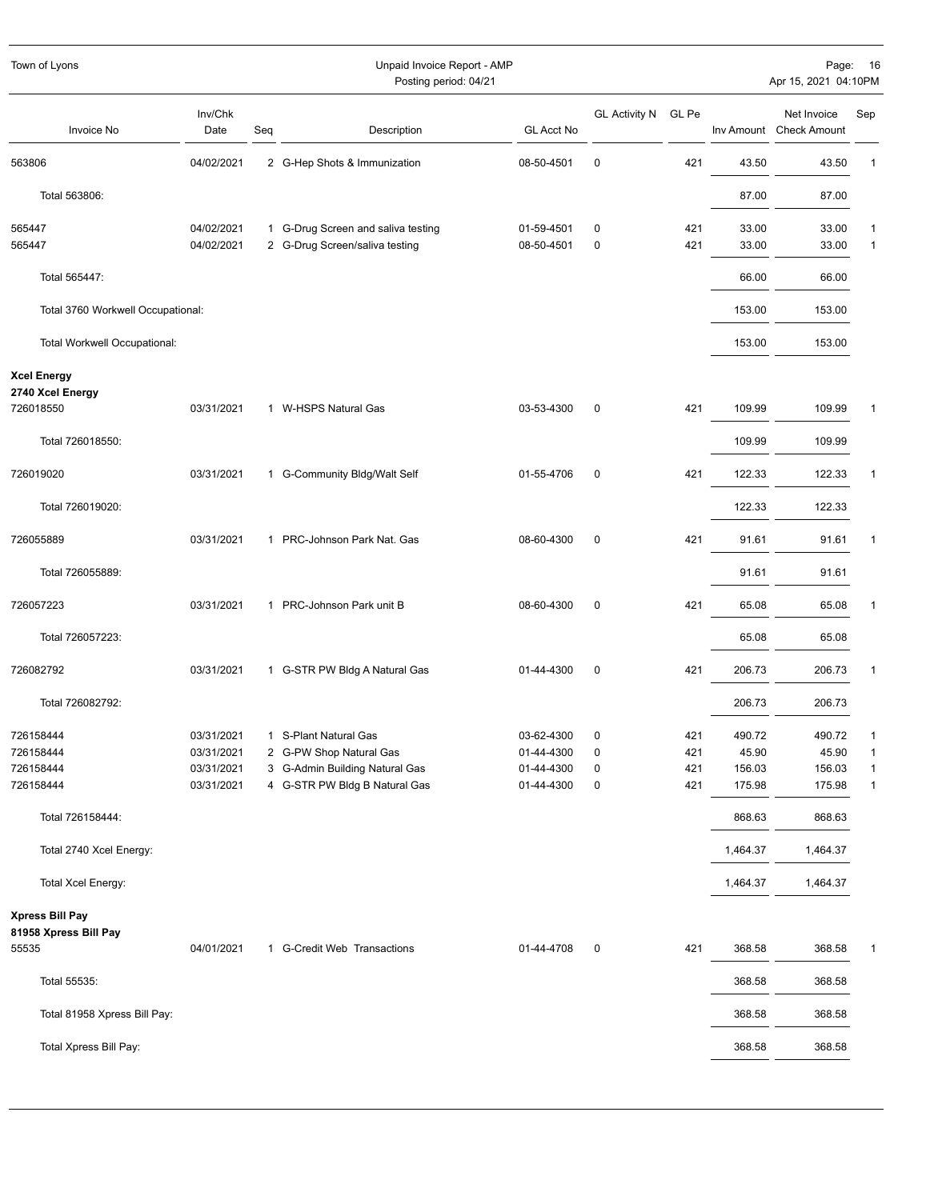| Invoice No | Inv/Chk Date | Seq | Description | GL Acct No | GL Activity N | GL Pe | Inv Amount | Net Invoice Check Amount | Sep |
|---|---|---|---|---|---|---|---|---|---|
| 563806 | 04/02/2021 | 2 | G-Hep Shots & Immunization | 08-50-4501 | 0 | 421 | 43.50 | 43.50 | 1 |
| Total 563806: | | | | | | | 87.00 | 87.00 | |
| 565447 | 04/02/2021 | 1 | G-Drug Screen and saliva testing | 01-59-4501 | 0 | 421 | 33.00 | 33.00 | 1 |
| 565447 | 04/02/2021 | 2 | G-Drug Screen/saliva testing | 08-50-4501 | 0 | 421 | 33.00 | 33.00 | 1 |
| Total 565447: | | | | | | | 66.00 | 66.00 | |
| Total 3760 Workwell Occupational: | | | | | | | 153.00 | 153.00 | |
| Total Workwell Occupational: | | | | | | | 153.00 | 153.00 | |
| **Xcel Energy** | | | | | | | | | |
| **2740 Xcel Energy** | | | | | | | | | |
| 726018550 | 03/31/2021 | 1 | W-HSPS Natural Gas | 03-53-4300 | 0 | 421 | 109.99 | 109.99 | 1 |
| Total 726018550: | | | | | | | 109.99 | 109.99 | |
| 726019020 | 03/31/2021 | 1 | G-Community Bldg/Walt Self | 01-55-4706 | 0 | 421 | 122.33 | 122.33 | 1 |
| Total 726019020: | | | | | | | 122.33 | 122.33 | |
| 726055889 | 03/31/2021 | 1 | PRC-Johnson Park Nat. Gas | 08-60-4300 | 0 | 421 | 91.61 | 91.61 | 1 |
| Total 726055889: | | | | | | | 91.61 | 91.61 | |
| 726057223 | 03/31/2021 | 1 | PRC-Johnson Park unit B | 08-60-4300 | 0 | 421 | 65.08 | 65.08 | 1 |
| Total 726057223: | | | | | | | 65.08 | 65.08 | |
| 726082792 | 03/31/2021 | 1 | G-STR PW Bldg A Natural Gas | 01-44-4300 | 0 | 421 | 206.73 | 206.73 | 1 |
| Total 726082792: | | | | | | | 206.73 | 206.73 | |
| 726158444 | 03/31/2021 | 1 | S-Plant Natural Gas | 03-62-4300 | 0 | 421 | 490.72 | 490.72 | 1 |
| 726158444 | 03/31/2021 | 2 | G-PW Shop Natural Gas | 01-44-4300 | 0 | 421 | 45.90 | 45.90 | 1 |
| 726158444 | 03/31/2021 | 3 | G-Admin Building Natural Gas | 01-44-4300 | 0 | 421 | 156.03 | 156.03 | 1 |
| 726158444 | 03/31/2021 | 4 | G-STR PW Bldg B Natural Gas | 01-44-4300 | 0 | 421 | 175.98 | 175.98 | 1 |
| Total 726158444: | | | | | | | 868.63 | 868.63 | |
| Total 2740 Xcel Energy: | | | | | | | 1,464.37 | 1,464.37 | |
| Total Xcel Energy: | | | | | | | 1,464.37 | 1,464.37 | |
| **Xpress Bill Pay** | | | | | | | | | |
| **81958 Xpress Bill Pay** | | | | | | | | | |
| 55535 | 04/01/2021 | 1 | G-Credit Web Transactions | 01-44-4708 | 0 | 421 | 368.58 | 368.58 | 1 |
| Total 55535: | | | | | | | 368.58 | 368.58 | |
| Total 81958 Xpress Bill Pay: | | | | | | | 368.58 | 368.58 | |
| Total Xpress Bill Pay: | | | | | | | 368.58 | 368.58 | |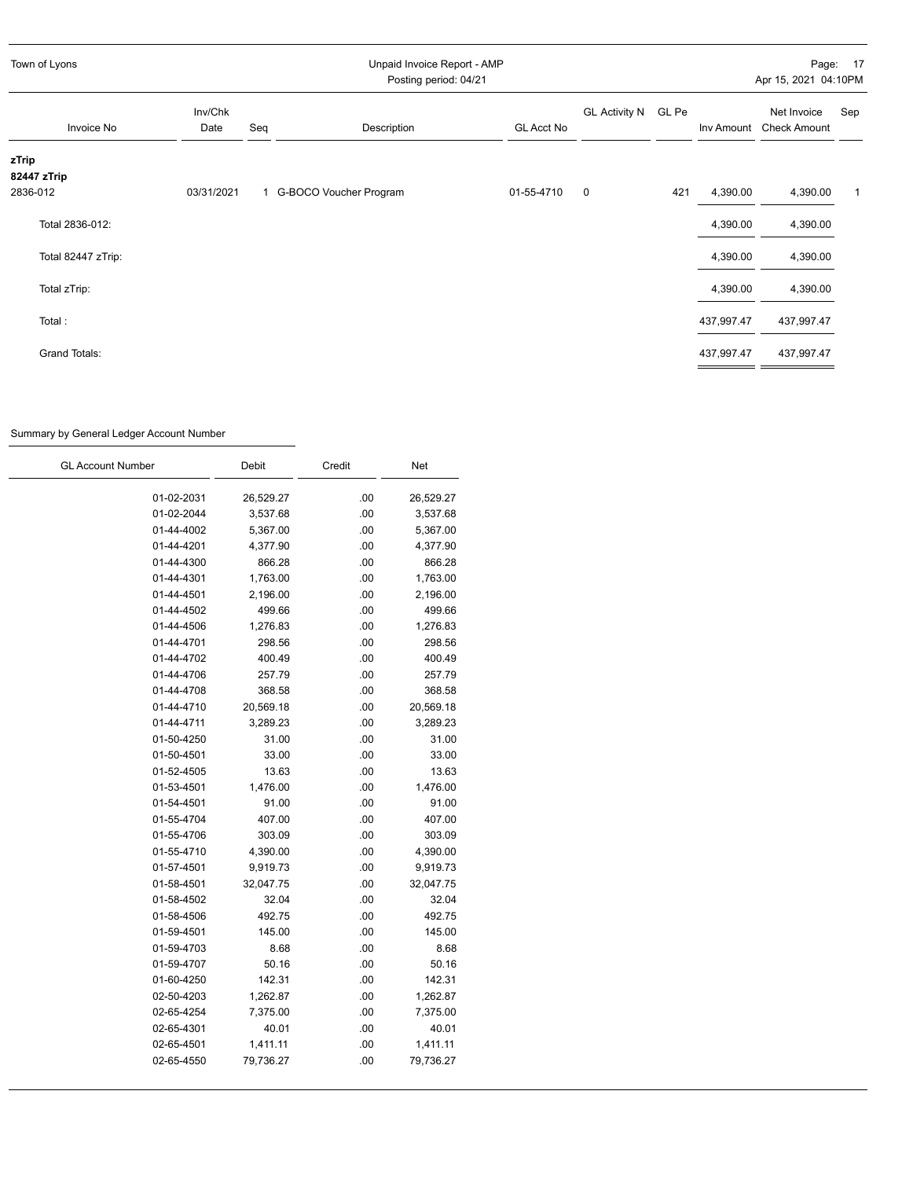Town of Lyons

Unpaid Invoice Report - AMP
Posting period: 04/21

Apr 15, 2021 04:10PM

| Invoice No | Inv/Chk Date | Seq | Description | GL Acct No | GL Activity N | GL Pe | Inv Amount | Net Invoice Check Amount | Sep |
|---|---|---|---|---|---|---|---|---|---|
| **zTrip** | | | | | | | | | |
| **82447 zTrip** | | | | | | | | | |
| 2836-012 | 03/31/2021 | 1 | G-BOCO Voucher Program | 01-55-4710 | 0 | 421 | 4,390.00 | 4,390.00 | 1 |
| Total 2836-012: | | | | | | | 4,390.00 | 4,390.00 | |
| Total 82447 zTrip: | | | | | | | 4,390.00 | 4,390.00 | |
| Total zTrip: | | | | | | | 4,390.00 | 4,390.00 | |
| Total : | | | | | | | 437,997.47 | 437,997.47 | |
| Grand Totals: | | | | | | | 437,997.47 | 437,997.47 | |

Summary by General Ledger Account Number

| GL Account Number | Debit | Credit | Net |
|---|---|---|---|
| 01-02-2031 | 26,529.27 | .00 | 26,529.27 |
| 01-02-2044 | 3,537.68 | .00 | 3,537.68 |
| 01-44-4002 | 5,367.00 | .00 | 5,367.00 |
| 01-44-4201 | 4,377.90 | .00 | 4,377.90 |
| 01-44-4300 | 866.28 | .00 | 866.28 |
| 01-44-4301 | 1,763.00 | .00 | 1,763.00 |
| 01-44-4501 | 2,196.00 | .00 | 2,196.00 |
| 01-44-4502 | 499.66 | .00 | 499.66 |
| 01-44-4506 | 1,276.83 | .00 | 1,276.83 |
| 01-44-4701 | 298.56 | .00 | 298.56 |
| 01-44-4702 | 400.49 | .00 | 400.49 |
| 01-44-4706 | 257.79 | .00 | 257.79 |
| 01-44-4708 | 368.58 | .00 | 368.58 |
| 01-44-4710 | 20,569.18 | .00 | 20,569.18 |
| 01-44-4711 | 3,289.23 | .00 | 3,289.23 |
| 01-50-4250 | 31.00 | .00 | 31.00 |
| 01-50-4501 | 33.00 | .00 | 33.00 |
| 01-52-4505 | 13.63 | .00 | 13.63 |
| 01-53-4501 | 1,476.00 | .00 | 1,476.00 |
| 01-54-4501 | 91.00 | .00 | 91.00 |
| 01-55-4704 | 407.00 | .00 | 407.00 |
| 01-55-4706 | 303.09 | .00 | 303.09 |
| 01-55-4710 | 4,390.00 | .00 | 4,390.00 |
| 01-57-4501 | 9,919.73 | .00 | 9,919.73 |
| 01-58-4501 | 32,047.75 | .00 | 32,047.75 |
| 01-58-4502 | 32.04 | .00 | 32.04 |
| 01-58-4506 | 492.75 | .00 | 492.75 |
| 01-59-4501 | 145.00 | .00 | 145.00 |
| 01-59-4703 | 8.68 | .00 | 8.68 |
| 01-59-4707 | 50.16 | .00 | 50.16 |
| 01-60-4250 | 142.31 | .00 | 142.31 |
| 02-50-4203 | 1,262.87 | .00 | 1,262.87 |
| 02-65-4254 | 7,375.00 | .00 | 7,375.00 |
| 02-65-4301 | 40.01 | .00 | 40.01 |
| 02-65-4501 | 1,411.11 | .00 | 1,411.11 |
| 02-65-4550 | 79,736.27 | .00 | 79,736.27 |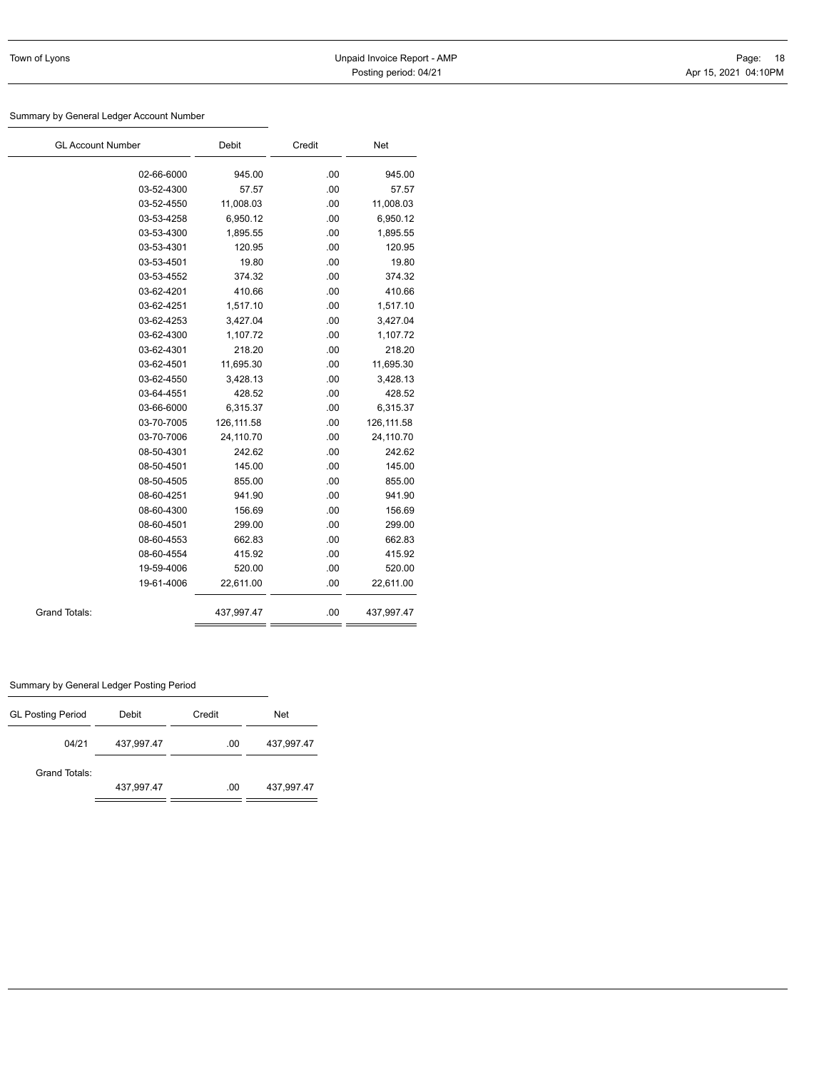Summary by General Ledger Account Number

| GL Account Number | Debit | Credit | Net |
|---|---|---|---|
| 02-66-6000 | 945.00 | .00 | 945.00 |
| 03-52-4300 | 57.57 | .00 | 57.57 |
| 03-52-4550 | 11,008.03 | .00 | 11,008.03 |
| 03-53-4258 | 6,950.12 | .00 | 6,950.12 |
| 03-53-4300 | 1,895.55 | .00 | 1,895.55 |
| 03-53-4301 | 120.95 | .00 | 120.95 |
| 03-53-4501 | 19.80 | .00 | 19.80 |
| 03-53-4552 | 374.32 | .00 | 374.32 |
| 03-62-4201 | 410.66 | .00 | 410.66 |
| 03-62-4251 | 1,517.10 | .00 | 1,517.10 |
| 03-62-4253 | 3,427.04 | .00 | 3,427.04 |
| 03-62-4300 | 1,107.72 | .00 | 1,107.72 |
| 03-62-4301 | 218.20 | .00 | 218.20 |
| 03-62-4501 | 11,695.30 | .00 | 11,695.30 |
| 03-62-4550 | 3,428.13 | .00 | 3,428.13 |
| 03-64-4551 | 428.52 | .00 | 428.52 |
| 03-66-6000 | 6,315.37 | .00 | 6,315.37 |
| 03-70-7005 | 126,111.58 | .00 | 126,111.58 |
| 03-70-7006 | 24,110.70 | .00 | 24,110.70 |
| 08-50-4301 | 242.62 | .00 | 242.62 |
| 08-50-4501 | 145.00 | .00 | 145.00 |
| 08-50-4505 | 855.00 | .00 | 855.00 |
| 08-60-4251 | 941.90 | .00 | 941.90 |
| 08-60-4300 | 156.69 | .00 | 156.69 |
| 08-60-4501 | 299.00 | .00 | 299.00 |
| 08-60-4553 | 662.83 | .00 | 662.83 |
| 08-60-4554 | 415.92 | .00 | 415.92 |
| 19-59-4006 | 520.00 | .00 | 520.00 |
| 19-61-4006 | 22,611.00 | .00 | 22,611.00 |
| Grand Totals: | 437,997.47 | .00 | 437,997.47 |

Summary by General Ledger Posting Period

| GL Posting Period | Debit | Credit | Net |
|---|---|---|---|
| 04/21 | 437,997.47 | .00 | 437,997.47 |
| Grand Totals: | 437,997.47 | .00 | 437,997.47 |